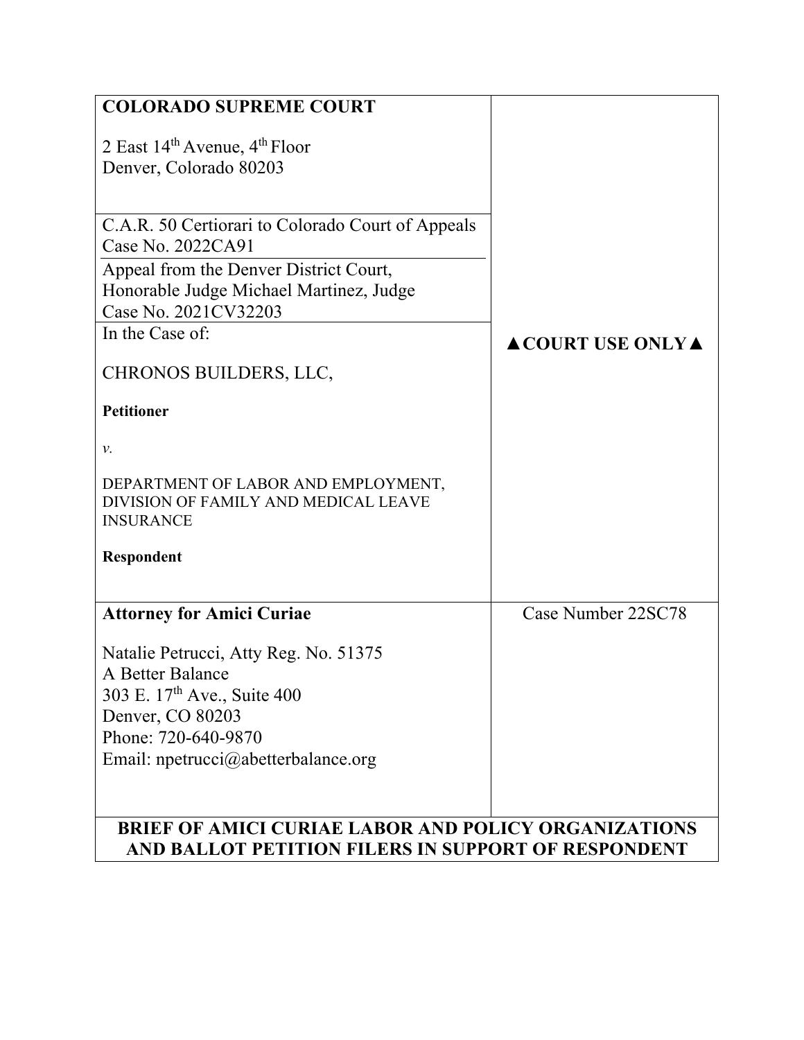**COLORADO SUPREME COURT**

2 East 14th Avenue, 4th Floor
Denver, Colorado 80203

C.A.R. 50 Certiorari to Colorado Court of Appeals
Case No. 2022CA91

Appeal from the Denver District Court,
Honorable Judge Michael Martinez, Judge
Case No. 2021CV32203

In the Case of:

CHRONOS BUILDERS, LLC,

**Petitioner**

*v.*

DEPARTMENT OF LABOR AND EMPLOYMENT, DIVISION OF FAMILY AND MEDICAL LEAVE INSURANCE

**Respondent**

**▲COURT USE ONLY▲**

**Attorney for Amici Curiae**

Natalie Petrucci, Atty Reg. No. 51375
A Better Balance
303 E. 17th Ave., Suite 400
Denver, CO 80203
Phone: 720-640-9870
Email: npetrucci@abetterbalance.org

Case Number 22SC78

**BRIEF OF AMICI CURIAE LABOR AND POLICY ORGANIZATIONS AND BALLOT PETITION FILERS IN SUPPORT OF RESPONDENT**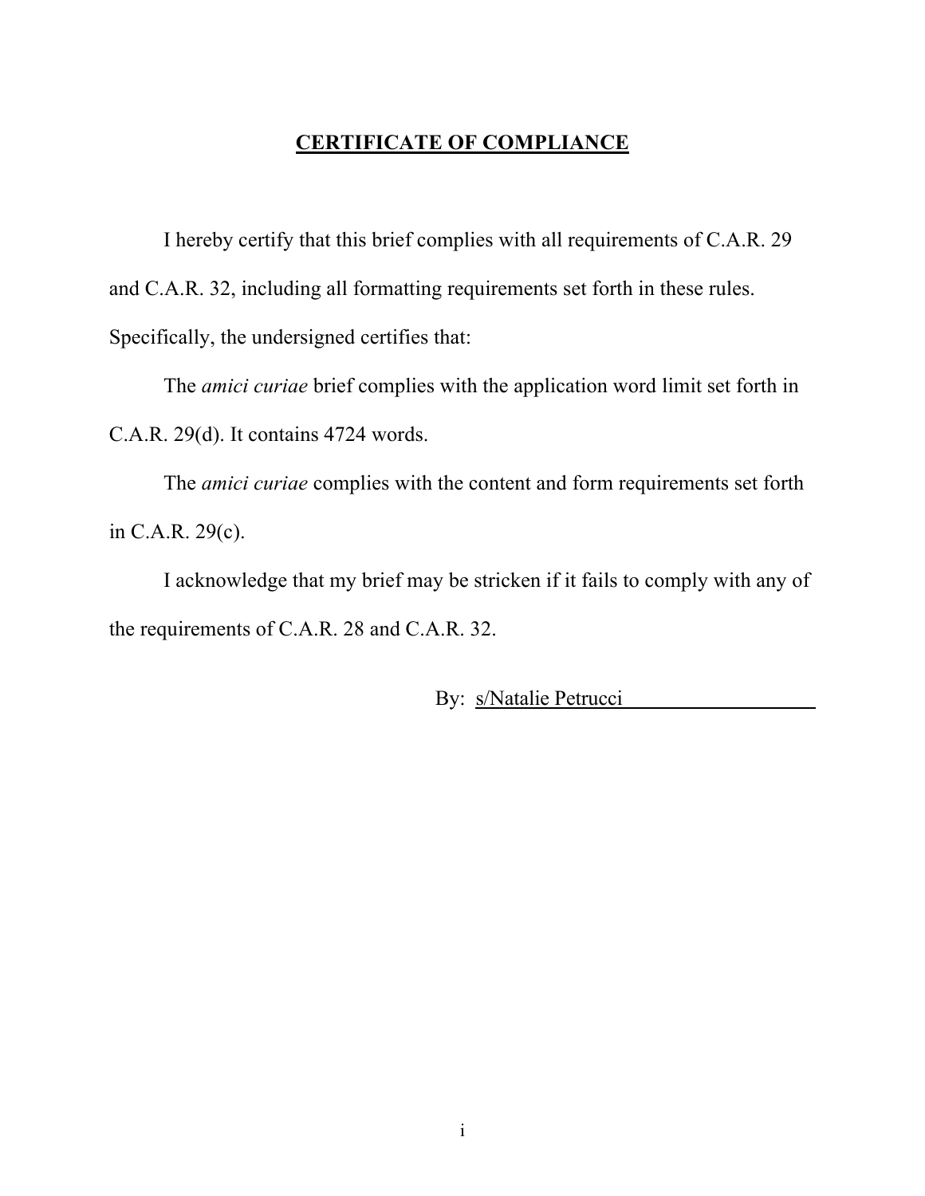## CERTIFICATE OF COMPLIANCE

I hereby certify that this brief complies with all requirements of C.A.R. 29 and C.A.R. 32, including all formatting requirements set forth in these rules. Specifically, the undersigned certifies that:

The *amici curiae* brief complies with the application word limit set forth in C.A.R. 29(d). It contains 4724 words.

The *amici curiae* complies with the content and form requirements set forth in C.A.R. 29(c).

I acknowledge that my brief may be stricken if it fails to comply with any of the requirements of C.A.R. 28 and C.A.R. 32.

By: s/Natalie Petrucci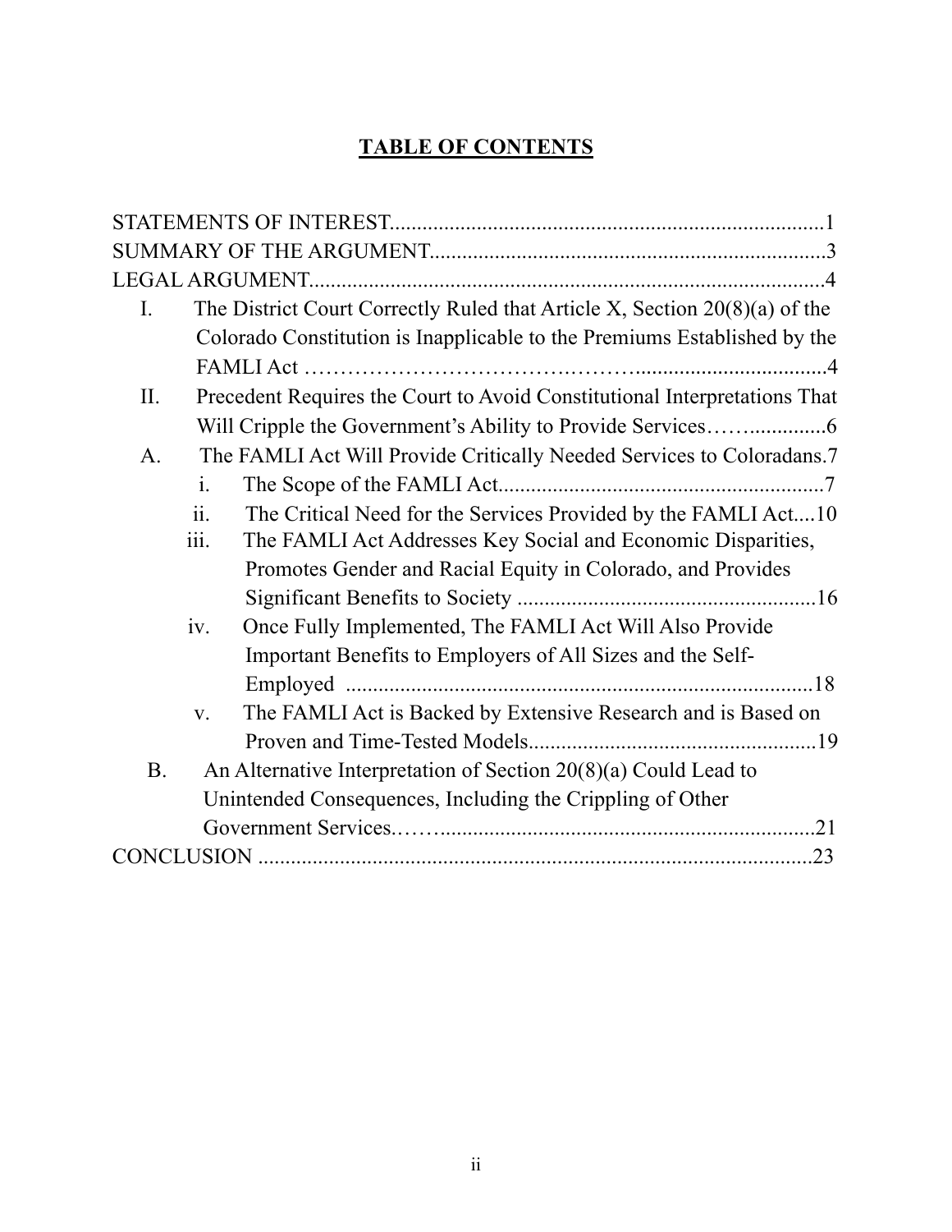# TABLE OF CONTENTS

STATEMENTS OF INTEREST................................................................................1

SUMMARY OF THE ARGUMENT........................................................................3

LEGAL ARGUMENT..............................................................................................4

- I. The District Court Correctly Ruled that Article X, Section 20(8)(a) of the Colorado Constitution is Inapplicable to the Premiums Established by the FAMLI Act ………………………………..……..................................4
- II. Precedent Requires the Court to Avoid Constitutional Interpretations That Will Cripple the Government's Ability to Provide Services……..............6
- A. The FAMLI Act Will Provide Critically Needed Services to Coloradans.7
    - i. The Scope of the FAMLI Act............................................................7
    - ii. The Critical Need for the Services Provided by the FAMLI Act....10
    - iii. The FAMLI Act Addresses Key Social and Economic Disparities, Promotes Gender and Racial Equity in Colorado, and Provides Significant Benefits to Society .......................................................16
    - iv. Once Fully Implemented, The FAMLI Act Will Also Provide Important Benefits to Employers of All Sizes and the Self-Employed ......................................................................................18
    - v. The FAMLI Act is Backed by Extensive Research and is Based on Proven and Time-Tested Models.....................................................19
- B. An Alternative Interpretation of Section 20(8)(a) Could Lead to Unintended Consequences, Including the Crippling of Other Government Services.……......................................................................21

CONCLUSION ......................................................................................................23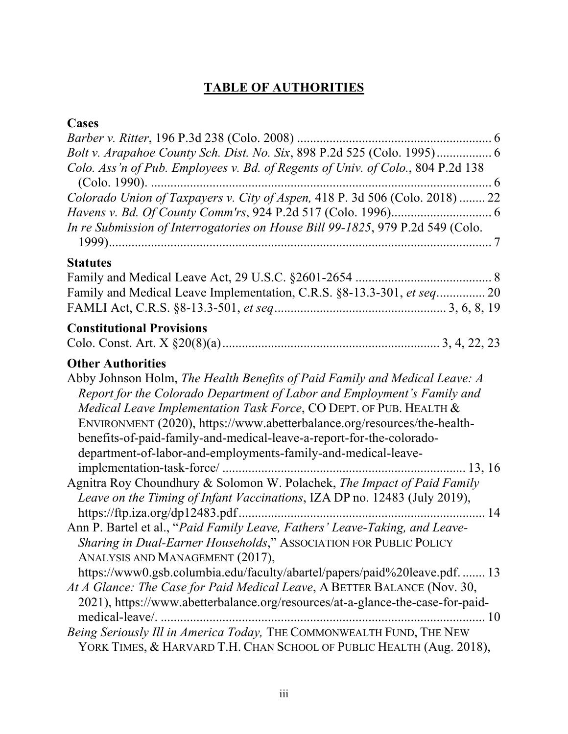# TABLE OF AUTHORITIES

## Cases

*Barber v. Ritter*, 196 P.3d 238 (Colo. 2008) ............................................................ 6

*Bolt v. Arapahoe County Sch. Dist. No. Six*, 898 P.2d 525 (Colo. 1995)................. 6

*Colo. Ass'n of Pub. Employees v. Bd. of Regents of Univ. of Colo.*, 804 P.2d 138 (Colo. 1990). .......................................................................................... 6

*Colorado Union of Taxpayers v. City of Aspen,* 418 P. 3d 506 (Colo. 2018) ........ 22

*Havens v. Bd. Of County Comm'rs*, 924 P.2d 517 (Colo. 1996)............................... 6

*In re Submission of Interrogatories on House Bill 99-1825*, 979 P.2d 549 (Colo. 1999)........................................................................................................ 7

## Statutes

Family and Medical Leave Act, 29 U.S.C. §2601-2654 .......................................... 8

Family and Medical Leave Implementation, C.R.S. §8-13.3-301, *et seq*............... 20

FAMLI Act, C.R.S. §8-13.3-501, *et seq*.................................................... 3, 6, 8, 19

## Constitutional Provisions

Colo. Const. Art. X §20(8)(a).................................................................. 3, 4, 22, 23

## Other Authorities

Abby Johnson Holm, *The Health Benefits of Paid Family and Medical Leave: A Report for the Colorado Department of Labor and Employment's Family and Medical Leave Implementation Task Force*, CO DEPT. OF PUB. HEALTH & ENVIRONMENT (2020), https://www.abetterbalance.org/resources/the-health-benefits-of-paid-family-and-medical-leave-a-report-for-the-colorado-department-of-labor-and-employments-family-and-medical-leave-implementation-task-force/ ........................................................................... 13, 16

Agnitra Roy Choundhury & Solomon W. Polachek, *The Impact of Paid Family Leave on the Timing of Infant Vaccinations*, IZA DP no. 12483 (July 2019), https://ftp.iza.org/dp12483.pdf............................................................................ 14

Ann P. Bartel et al., "*Paid Family Leave, Fathers' Leave-Taking, and Leave-Sharing in Dual-Earner Households*," ASSOCIATION FOR PUBLIC POLICY ANALYSIS AND MANAGEMENT (2017), https://www0.gsb.columbia.edu/faculty/abartel/papers/paid%20leave.pdf. ........ 13

*At A Glance: The Case for Paid Medical Leave*, A BETTER BALANCE (Nov. 30, 2021), https://www.abetterbalance.org/resources/at-a-glance-the-case-for-paid-medical-leave/. .................................................................................................... 10

*Being Seriously Ill in America Today,* THE COMMONWEALTH FUND, THE NEW YORK TIMES, & HARVARD T.H. CHAN SCHOOL OF PUBLIC HEALTH (Aug. 2018),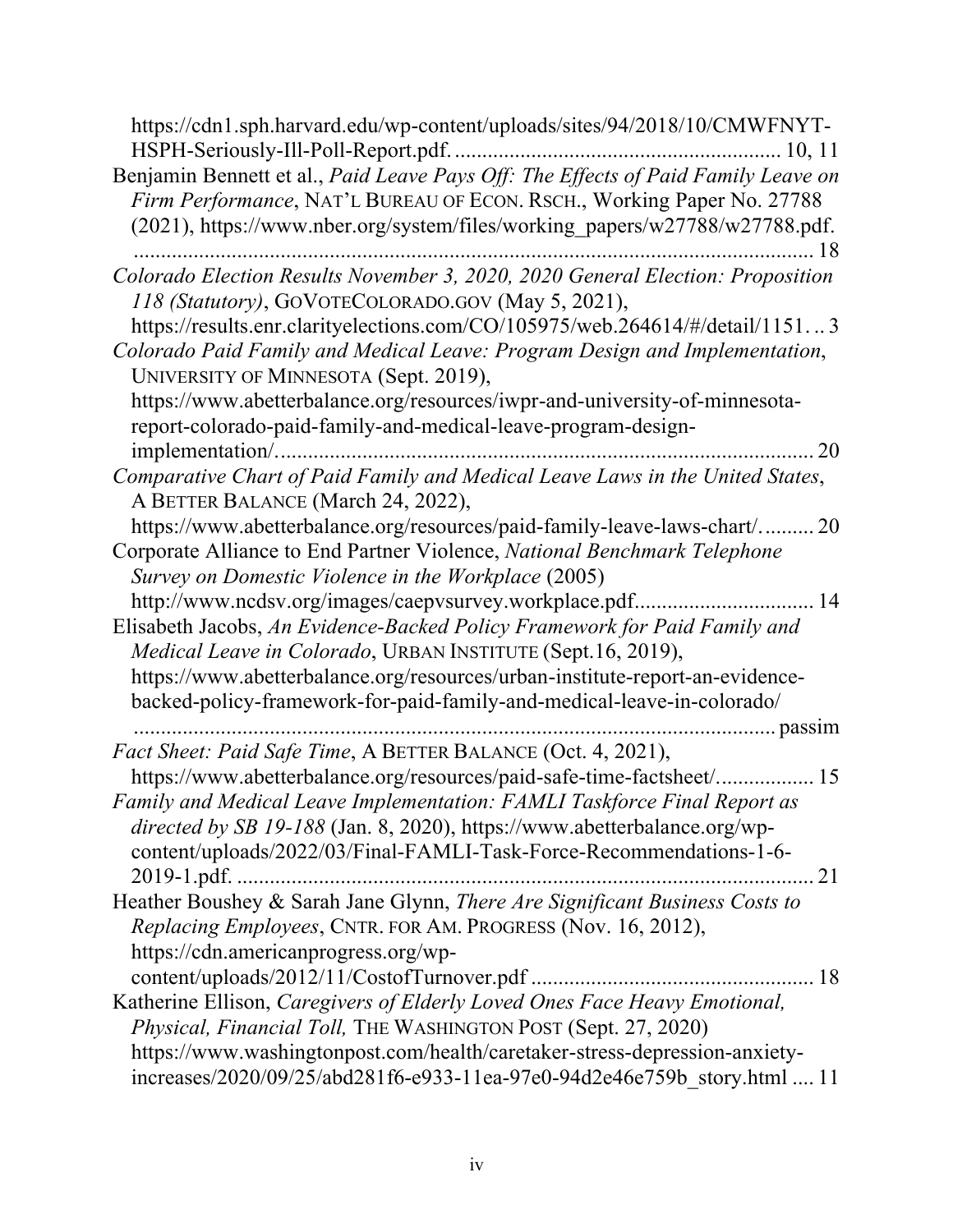https://cdn1.sph.harvard.edu/wp-content/uploads/sites/94/2018/10/CMWFNYT-HSPH-Seriously-Ill-Poll-Report.pdf. ........................................................... 10, 11

Benjamin Bennett et al., *Paid Leave Pays Off: The Effects of Paid Family Leave on Firm Performance*, NAT'L BUREAU OF ECON. RSCH., Working Paper No. 27788 (2021), https://www.nber.org/system/files/working_papers/w27788/w27788.pdf. ................................................................................................................. 18

*Colorado Election Results November 3, 2020, 2020 General Election: Proposition 118 (Statutory)*, GOVOTECOLORADO.GOV (May 5, 2021), https://results.enr.clarityelections.com/CO/105975/web.264614/#/detail/1151. .. 3

*Colorado Paid Family and Medical Leave: Program Design and Implementation*, UNIVERSITY OF MINNESOTA (Sept. 2019), https://www.abetterbalance.org/resources/iwpr-and-university-of-minnesota-report-colorado-paid-family-and-medical-leave-program-design-implementation/. .................................................................................................. 20

*Comparative Chart of Paid Family and Medical Leave Laws in the United States*, A BETTER BALANCE (March 24, 2022), https://www.abetterbalance.org/resources/paid-family-leave-laws-chart/. .......... 20

Corporate Alliance to End Partner Violence, *National Benchmark Telephone Survey on Domestic Violence in the Workplace* (2005) http://www.ncdsv.org/images/caepvsurvey.workplace.pdf................................ 14

Elisabeth Jacobs, *An Evidence-Backed Policy Framework for Paid Family and Medical Leave in Colorado*, URBAN INSTITUTE (Sept.16, 2019), https://www.abetterbalance.org/resources/urban-institute-report-an-evidence-backed-policy-framework-for-paid-family-and-medical-leave-in-colorado/ ......................................................................................................................... passim

*Fact Sheet: Paid Safe Time*, A BETTER BALANCE (Oct. 4, 2021), https://www.abetterbalance.org/resources/paid-safe-time-factsheet/.................. 15

*Family and Medical Leave Implementation: FAMLI Taskforce Final Report as directed by SB 19-188* (Jan. 8, 2020), https://www.abetterbalance.org/wp-content/uploads/2022/03/Final-FAMLI-Task-Force-Recommendations-1-6-2019-1.pdf. .......................................................................................................... 21

Heather Boushey & Sarah Jane Glynn, *There Are Significant Business Costs to Replacing Employees*, CNTR. FOR AM. PROGRESS (Nov. 16, 2012), https://cdn.americanprogress.org/wp-content/uploads/2012/11/CostofTurnover.pdf .................................................... 18

Katherine Ellison, *Caregivers of Elderly Loved Ones Face Heavy Emotional, Physical, Financial Toll,* THE WASHINGTON POST (Sept. 27, 2020) https://www.washingtonpost.com/health/caretaker-stress-depression-anxiety-increases/2020/09/25/abd281f6-e933-11ea-97e0-94d2e46e759b_story.html .... 11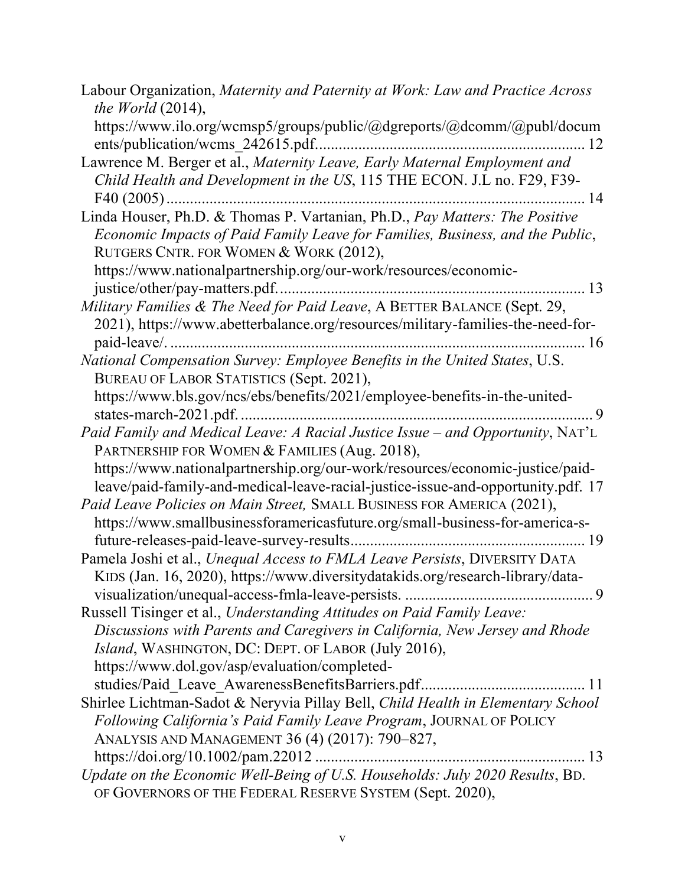Labour Organization, *Maternity and Paternity at Work: Law and Practice Across the World* (2014), https://www.ilo.org/wcmsp5/groups/public/@dgreports/@dcomm/@publ/documents/publication/wcms_242615.pdf. ........................................................................ 12

Lawrence M. Berger et al., *Maternity Leave, Early Maternal Employment and Child Health and Development in the US*, 115 THE ECON. J.L no. F29, F39-F40 (2005) ........................................................................................................ 14

Linda Houser, Ph.D. & Thomas P. Vartanian, Ph.D., *Pay Matters: The Positive Economic Impacts of Paid Family Leave for Families, Business, and the Public*, RUTGERS CNTR. FOR WOMEN & WORK (2012), https://www.nationalpartnership.org/our-work/resources/economic-justice/other/pay-matters.pdf. ............................................................................. 13

*Military Families & The Need for Paid Leave*, A BETTER BALANCE (Sept. 29, 2021), https://www.abetterbalance.org/resources/military-families-the-need-for-paid-leave/. ........................................................................................................ 16

*National Compensation Survey: Employee Benefits in the United States*, U.S. BUREAU OF LABOR STATISTICS (Sept. 2021), https://www.bls.gov/ncs/ebs/benefits/2021/employee-benefits-in-the-united-states-march-2021.pdf. ......................................................................................... 9

*Paid Family and Medical Leave: A Racial Justice Issue – and Opportunity*, NAT'L PARTNERSHIP FOR WOMEN & FAMILIES (Aug. 2018), https://www.nationalpartnership.org/our-work/resources/economic-justice/paid-leave/paid-family-and-medical-leave-racial-justice-issue-and-opportunity.pdf. 17

*Paid Leave Policies on Main Street,* SMALL BUSINESS FOR AMERICA (2021), https://www.smallbusinessforamericasfuture.org/small-business-for-america-s-future-releases-paid-leave-survey-results........................................................... 19

Pamela Joshi et al., *Unequal Access to FMLA Leave Persists*, DIVERSITY DATA KIDS (Jan. 16, 2020), https://www.diversitydatakids.org/research-library/data-visualization/unequal-access-fmla-leave-persists. ................................................ 9

Russell Tisinger et al., *Understanding Attitudes on Paid Family Leave: Discussions with Parents and Caregivers in California, New Jersey and Rhode Island*, WASHINGTON, DC: DEPT. OF LABOR (July 2016), https://www.dol.gov/asp/evaluation/completed-studies/Paid_Leave_AwarenessBenefitsBarriers.pdf.......................................... 11

Shirlee Lichtman-Sadot & Neryvia Pillay Bell, *Child Health in Elementary School Following California's Paid Family Leave Program*, JOURNAL OF POLICY ANALYSIS AND MANAGEMENT 36 (4) (2017): 790–827, https://doi.org/10.1002/pam.22012 ..................................................................... 13

*Update on the Economic Well-Being of U.S. Households: July 2020 Results*, BD. OF GOVERNORS OF THE FEDERAL RESERVE SYSTEM (Sept. 2020),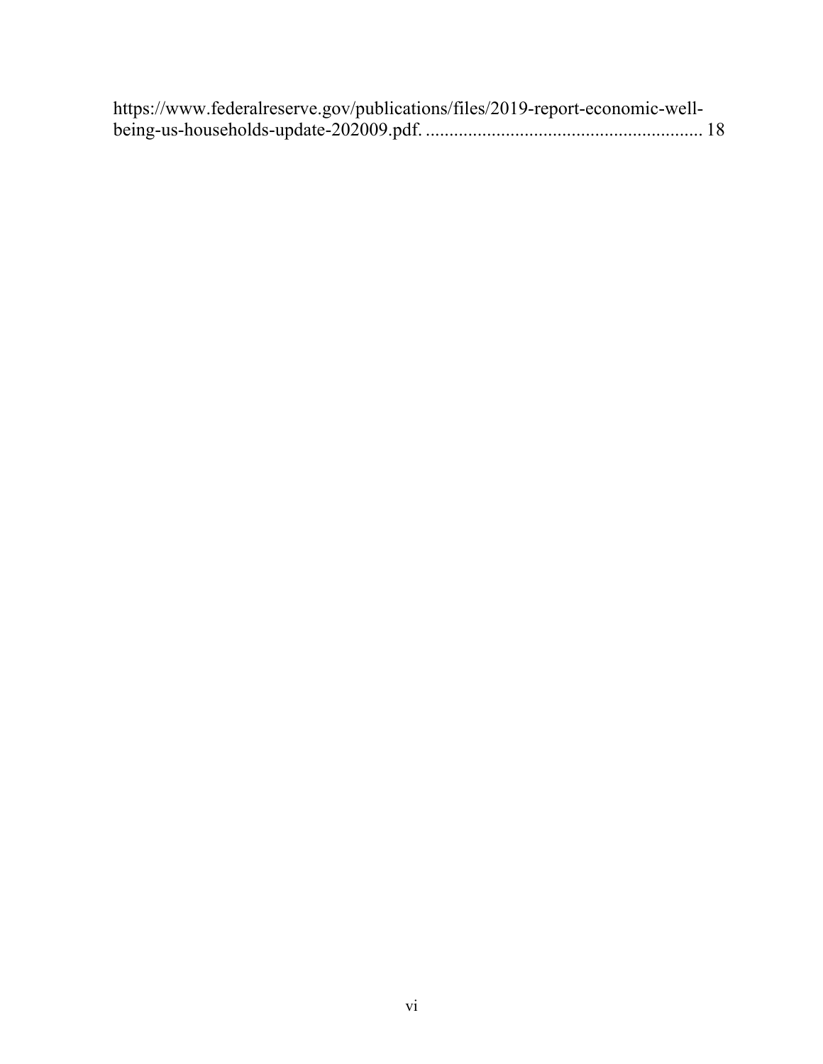https://www.federalreserve.gov/publications/files/2019-report-economic-well-being-us-households-update-202009.pdf. ........................................................... 18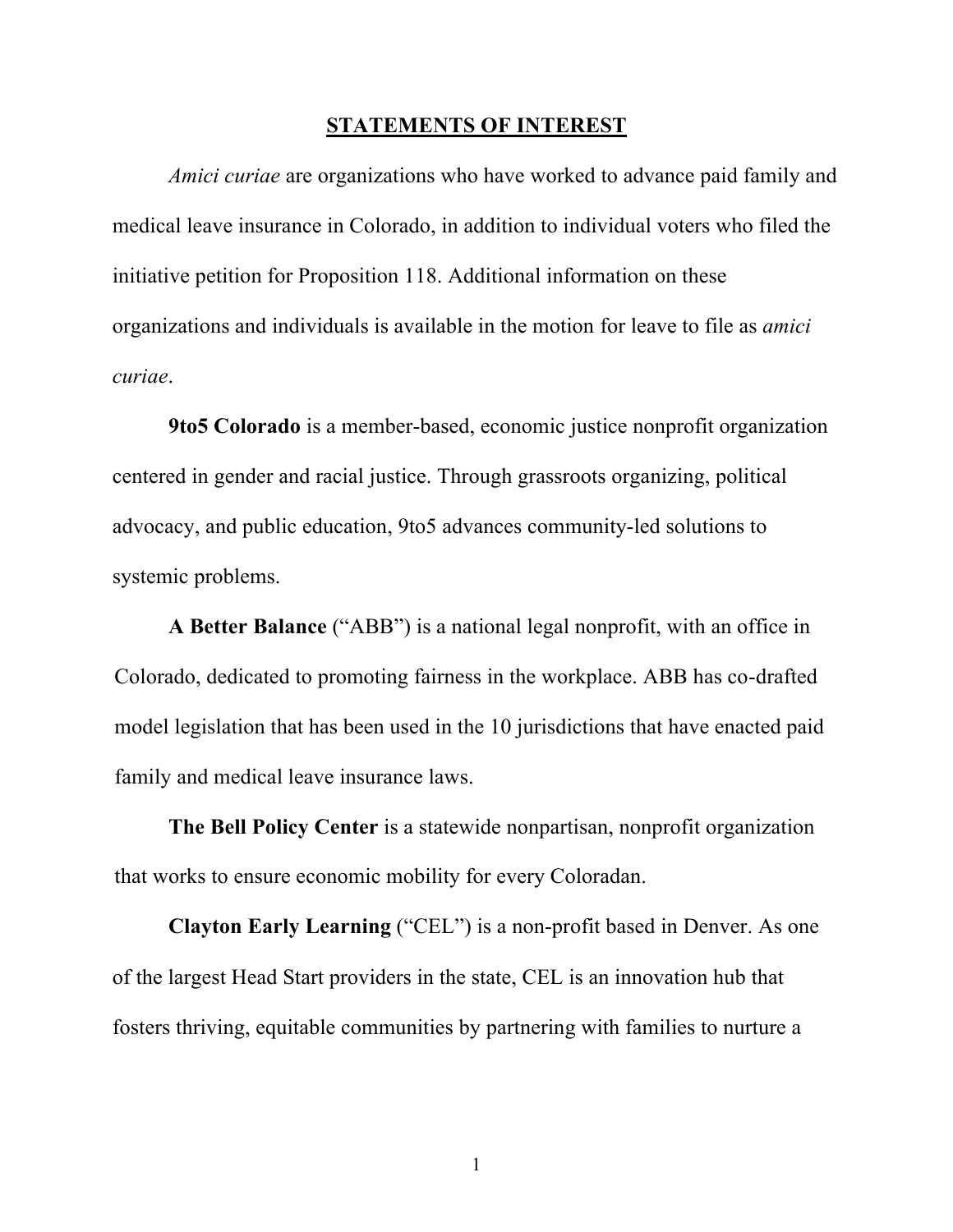## STATEMENTS OF INTEREST

*Amici curiae* are organizations who have worked to advance paid family and medical leave insurance in Colorado, in addition to individual voters who filed the initiative petition for Proposition 118. Additional information on these organizations and individuals is available in the motion for leave to file as *amici curiae*.

**9to5 Colorado** is a member-based, economic justice nonprofit organization centered in gender and racial justice. Through grassroots organizing, political advocacy, and public education, 9to5 advances community-led solutions to systemic problems.

**A Better Balance** ("ABB") is a national legal nonprofit, with an office in Colorado, dedicated to promoting fairness in the workplace. ABB has co-drafted model legislation that has been used in the 10 jurisdictions that have enacted paid family and medical leave insurance laws.

**The Bell Policy Center** is a statewide nonpartisan, nonprofit organization that works to ensure economic mobility for every Coloradan.

**Clayton Early Learning** ("CEL") is a non-profit based in Denver. As one of the largest Head Start providers in the state, CEL is an innovation hub that fosters thriving, equitable communities by partnering with families to nurture a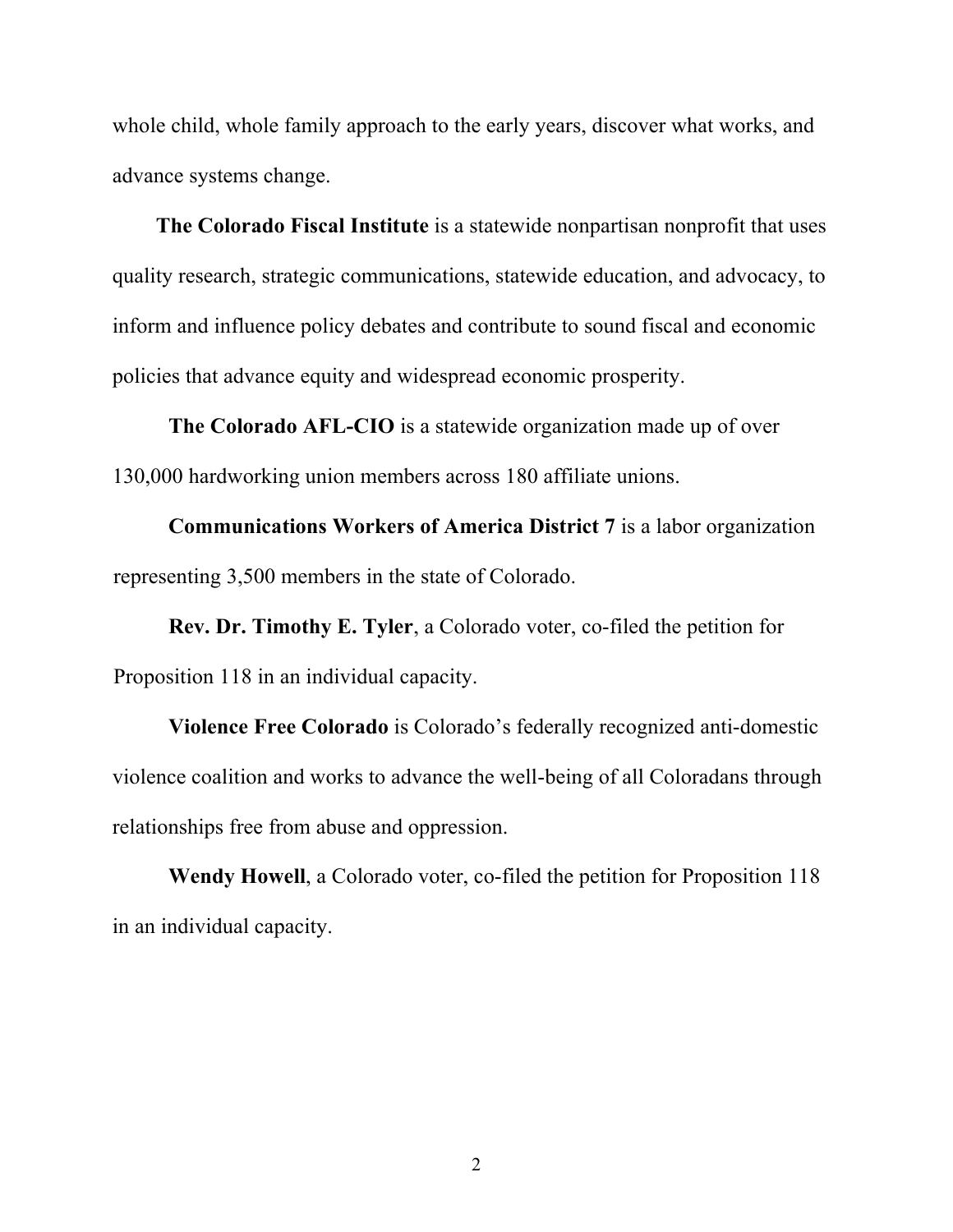whole child, whole family approach to the early years, discover what works, and advance systems change.

**The Colorado Fiscal Institute** is a statewide nonpartisan nonprofit that uses quality research, strategic communications, statewide education, and advocacy, to inform and influence policy debates and contribute to sound fiscal and economic policies that advance equity and widespread economic prosperity.

**The Colorado AFL-CIO** is a statewide organization made up of over 130,000 hardworking union members across 180 affiliate unions.

**Communications Workers of America District 7** is a labor organization representing 3,500 members in the state of Colorado.

**Rev. Dr. Timothy E. Tyler**, a Colorado voter, co-filed the petition for Proposition 118 in an individual capacity.

**Violence Free Colorado** is Colorado's federally recognized anti-domestic violence coalition and works to advance the well-being of all Coloradans through relationships free from abuse and oppression.

**Wendy Howell**, a Colorado voter, co-filed the petition for Proposition 118 in an individual capacity.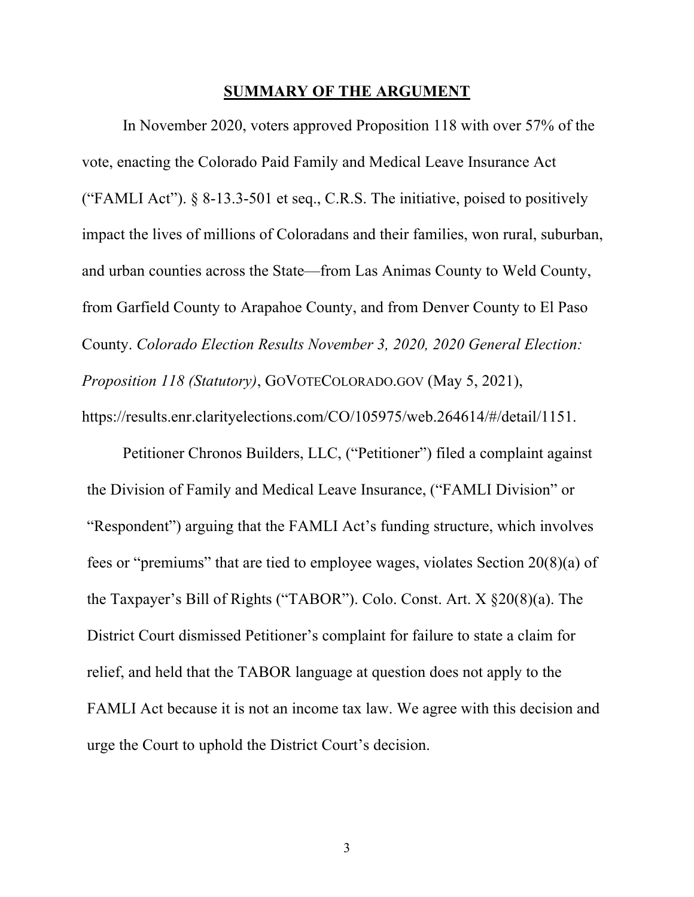## **SUMMARY OF THE ARGUMENT**

In November 2020, voters approved Proposition 118 with over 57% of the vote, enacting the Colorado Paid Family and Medical Leave Insurance Act ("FAMLI Act"). § 8-13.3-501 et seq., C.R.S. The initiative, poised to positively impact the lives of millions of Coloradans and their families, won rural, suburban, and urban counties across the State—from Las Animas County to Weld County, from Garfield County to Arapahoe County, and from Denver County to El Paso County. *Colorado Election Results November 3, 2020, 2020 General Election: Proposition 118 (Statutory)*, GOVOTECOLORADO.GOV (May 5, 2021), https://results.enr.clarityelections.com/CO/105975/web.264614/#/detail/1151.

Petitioner Chronos Builders, LLC, ("Petitioner") filed a complaint against the Division of Family and Medical Leave Insurance, ("FAMLI Division" or "Respondent") arguing that the FAMLI Act's funding structure, which involves fees or "premiums" that are tied to employee wages, violates Section 20(8)(a) of the Taxpayer's Bill of Rights ("TABOR"). Colo. Const. Art. X §20(8)(a). The District Court dismissed Petitioner's complaint for failure to state a claim for relief, and held that the TABOR language at question does not apply to the FAMLI Act because it is not an income tax law. We agree with this decision and urge the Court to uphold the District Court's decision.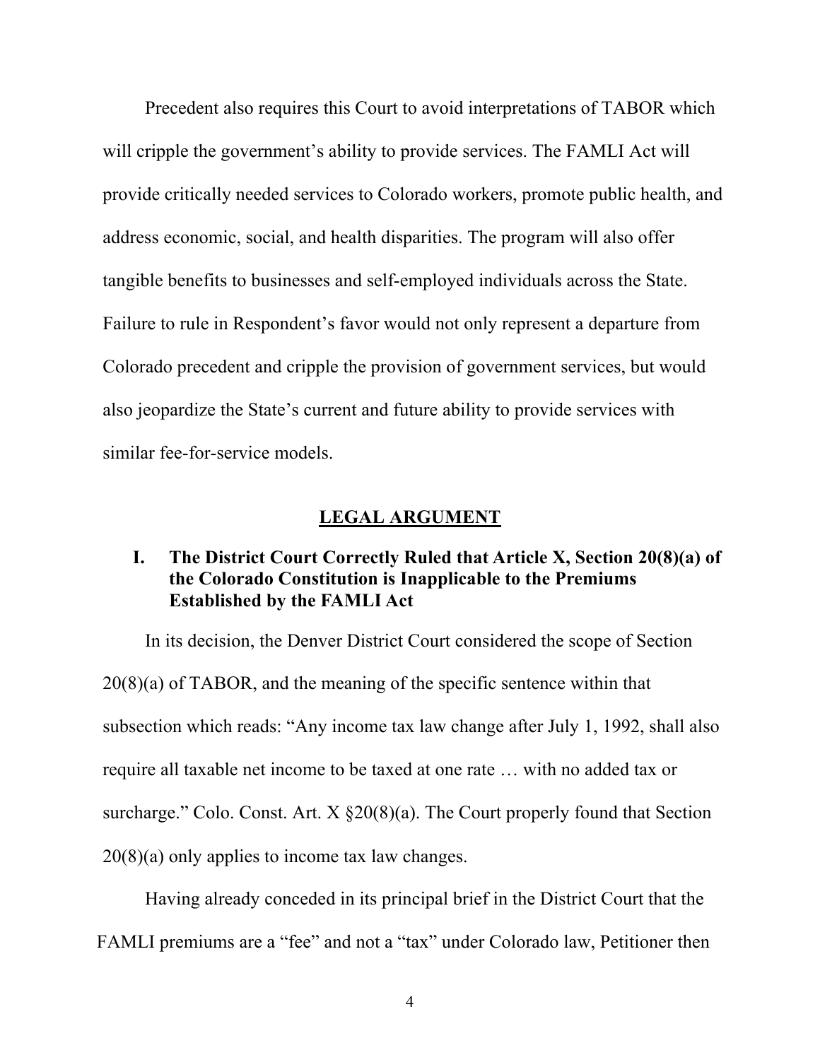Precedent also requires this Court to avoid interpretations of TABOR which will cripple the government's ability to provide services. The FAMLI Act will provide critically needed services to Colorado workers, promote public health, and address economic, social, and health disparities. The program will also offer tangible benefits to businesses and self-employed individuals across the State. Failure to rule in Respondent's favor would not only represent a departure from Colorado precedent and cripple the provision of government services, but would also jeopardize the State's current and future ability to provide services with similar fee-for-service models.

## LEGAL ARGUMENT

### I. The District Court Correctly Ruled that Article X, Section 20(8)(a) of the Colorado Constitution is Inapplicable to the Premiums Established by the FAMLI Act

In its decision, the Denver District Court considered the scope of Section 20(8)(a) of TABOR, and the meaning of the specific sentence within that subsection which reads: "Any income tax law change after July 1, 1992, shall also require all taxable net income to be taxed at one rate … with no added tax or surcharge." Colo. Const. Art. X §20(8)(a). The Court properly found that Section 20(8)(a) only applies to income tax law changes.

Having already conceded in its principal brief in the District Court that the FAMLI premiums are a "fee" and not a "tax" under Colorado law, Petitioner then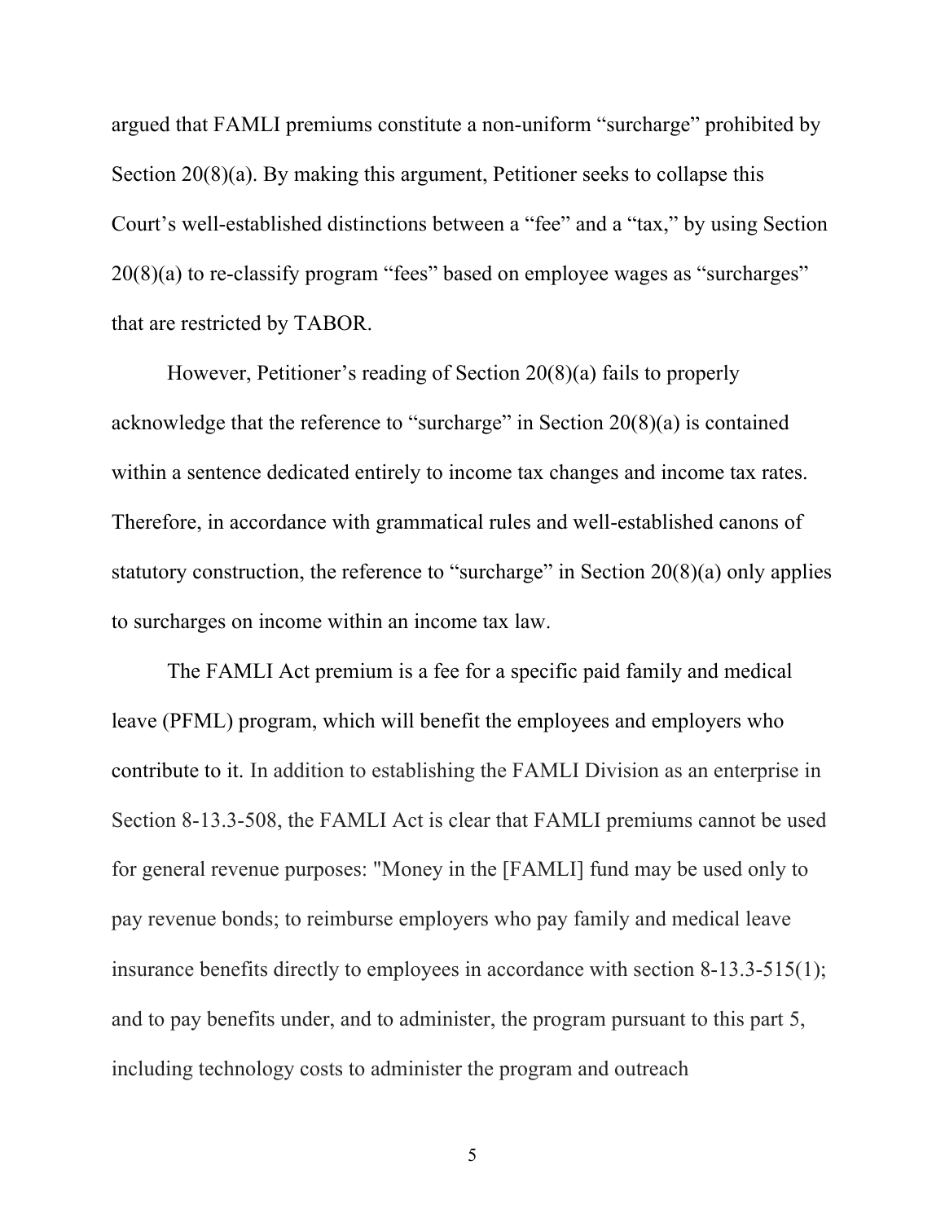argued that FAMLI premiums constitute a non-uniform "surcharge" prohibited by Section 20(8)(a). By making this argument, Petitioner seeks to collapse this Court's well-established distinctions between a "fee" and a "tax," by using Section 20(8)(a) to re-classify program "fees" based on employee wages as "surcharges" that are restricted by TABOR.

However, Petitioner's reading of Section 20(8)(a) fails to properly acknowledge that the reference to "surcharge" in Section 20(8)(a) is contained within a sentence dedicated entirely to income tax changes and income tax rates. Therefore, in accordance with grammatical rules and well-established canons of statutory construction, the reference to "surcharge" in Section 20(8)(a) only applies to surcharges on income within an income tax law.

The FAMLI Act premium is a fee for a specific paid family and medical leave (PFML) program, which will benefit the employees and employers who contribute to it. In addition to establishing the FAMLI Division as an enterprise in Section 8-13.3-508, the FAMLI Act is clear that FAMLI premiums cannot be used for general revenue purposes: "Money in the [FAMLI] fund may be used only to pay revenue bonds; to reimburse employers who pay family and medical leave insurance benefits directly to employees in accordance with section 8-13.3-515(1); and to pay benefits under, and to administer, the program pursuant to this part 5, including technology costs to administer the program and outreach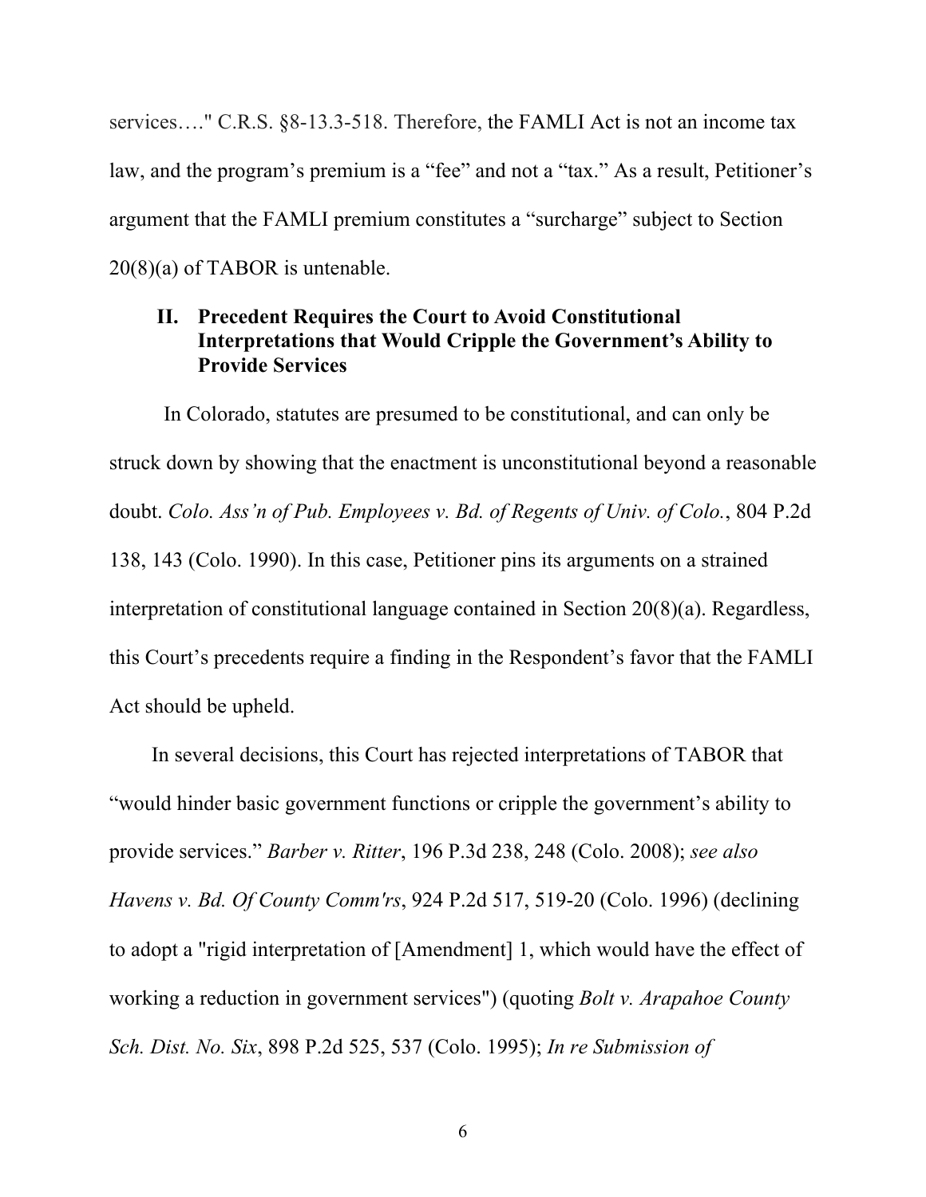services…." C.R.S. §8-13.3-518. Therefore, the FAMLI Act is not an income tax law, and the program's premium is a "fee" and not a "tax." As a result, Petitioner's argument that the FAMLI premium constitutes a "surcharge" subject to Section 20(8)(a) of TABOR is untenable.

## II. Precedent Requires the Court to Avoid Constitutional Interpretations that Would Cripple the Government's Ability to Provide Services

In Colorado, statutes are presumed to be constitutional, and can only be struck down by showing that the enactment is unconstitutional beyond a reasonable doubt. *Colo. Ass'n of Pub. Employees v. Bd. of Regents of Univ. of Colo.*, 804 P.2d 138, 143 (Colo. 1990). In this case, Petitioner pins its arguments on a strained interpretation of constitutional language contained in Section 20(8)(a). Regardless, this Court's precedents require a finding in the Respondent's favor that the FAMLI Act should be upheld.

In several decisions, this Court has rejected interpretations of TABOR that "would hinder basic government functions or cripple the government's ability to provide services." *Barber v. Ritter*, 196 P.3d 238, 248 (Colo. 2008); *see also Havens v. Bd. Of County Comm'rs*, 924 P.2d 517, 519-20 (Colo. 1996) (declining to adopt a "rigid interpretation of [Amendment] 1, which would have the effect of working a reduction in government services") (quoting *Bolt v. Arapahoe County Sch. Dist. No. Six*, 898 P.2d 525, 537 (Colo. 1995); *In re Submission of*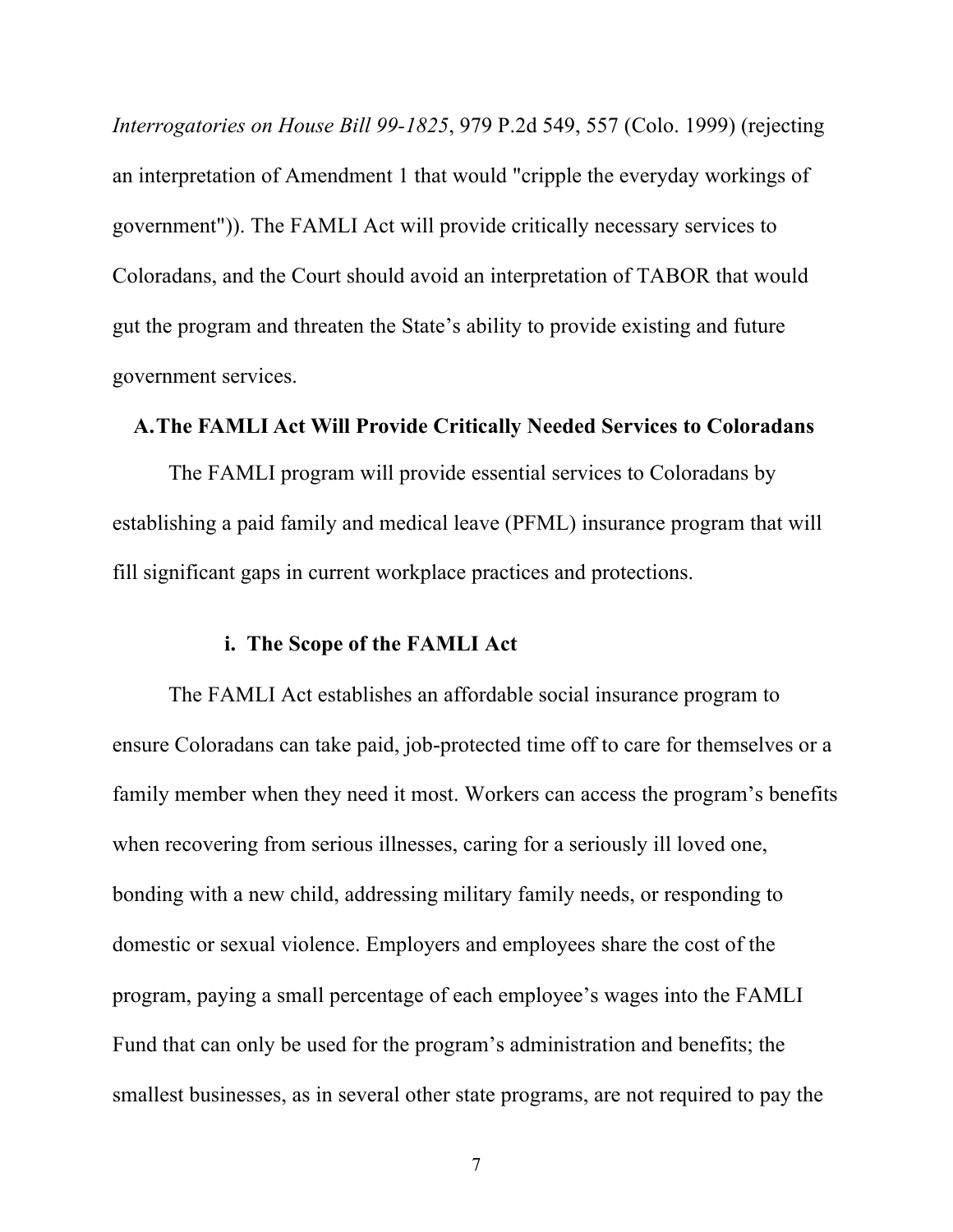*Interrogatories on House Bill 99-1825*, 979 P.2d 549, 557 (Colo. 1999) (rejecting an interpretation of Amendment 1 that would "cripple the everyday workings of government")). The FAMLI Act will provide critically necessary services to Coloradans, and the Court should avoid an interpretation of TABOR that would gut the program and threaten the State's ability to provide existing and future government services.

### A. The FAMLI Act Will Provide Critically Needed Services to Coloradans

The FAMLI program will provide essential services to Coloradans by establishing a paid family and medical leave (PFML) insurance program that will fill significant gaps in current workplace practices and protections.

#### i. The Scope of the FAMLI Act

The FAMLI Act establishes an affordable social insurance program to ensure Coloradans can take paid, job-protected time off to care for themselves or a family member when they need it most. Workers can access the program's benefits when recovering from serious illnesses, caring for a seriously ill loved one, bonding with a new child, addressing military family needs, or responding to domestic or sexual violence. Employers and employees share the cost of the program, paying a small percentage of each employee's wages into the FAMLI Fund that can only be used for the program's administration and benefits; the smallest businesses, as in several other state programs, are not required to pay the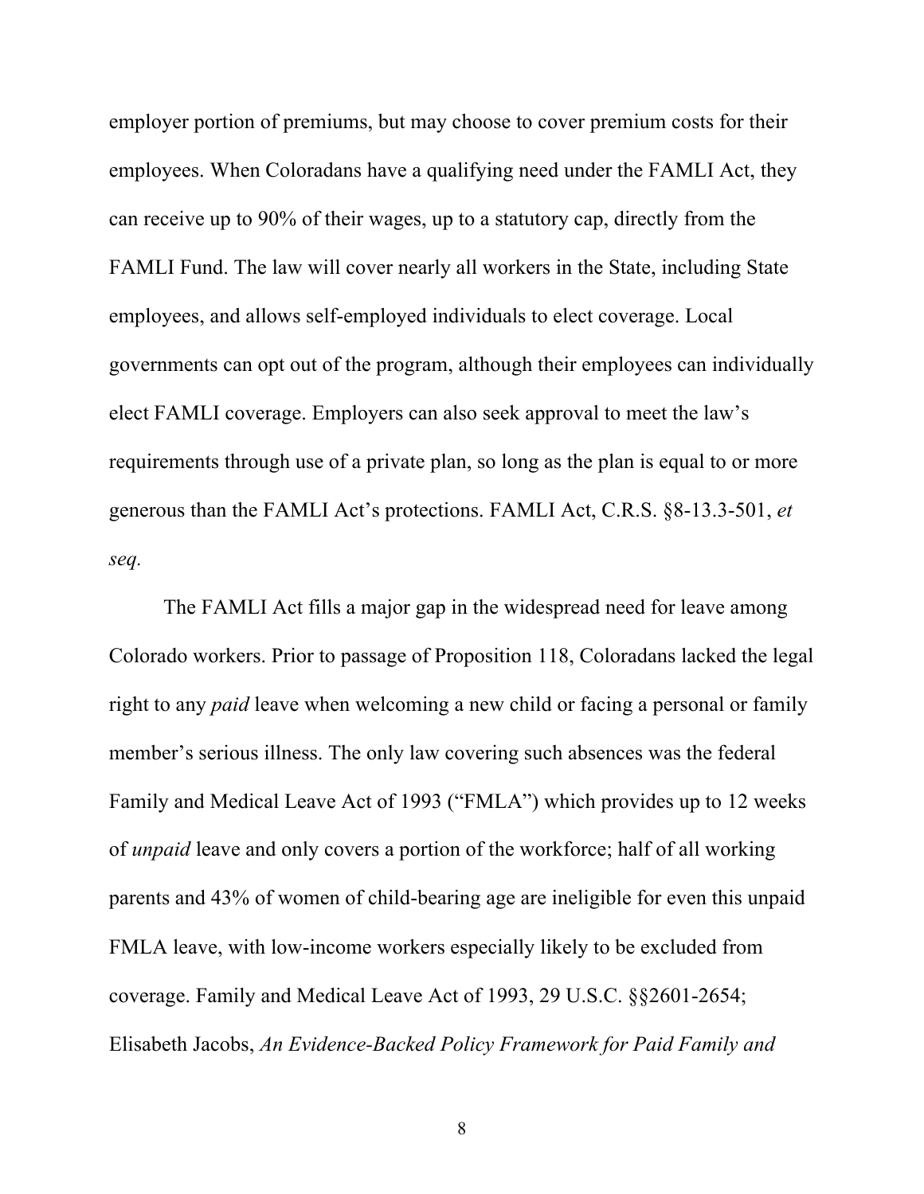employer portion of premiums, but may choose to cover premium costs for their employees. When Coloradans have a qualifying need under the FAMLI Act, they can receive up to 90% of their wages, up to a statutory cap, directly from the FAMLI Fund. The law will cover nearly all workers in the State, including State employees, and allows self-employed individuals to elect coverage. Local governments can opt out of the program, although their employees can individually elect FAMLI coverage. Employers can also seek approval to meet the law's requirements through use of a private plan, so long as the plan is equal to or more generous than the FAMLI Act's protections. FAMLI Act, C.R.S. §8-13.3-501, *et seq*.

The FAMLI Act fills a major gap in the widespread need for leave among Colorado workers. Prior to passage of Proposition 118, Coloradans lacked the legal right to any *paid* leave when welcoming a new child or facing a personal or family member's serious illness. The only law covering such absences was the federal Family and Medical Leave Act of 1993 ("FMLA") which provides up to 12 weeks of *unpaid* leave and only covers a portion of the workforce; half of all working parents and 43% of women of child-bearing age are ineligible for even this unpaid FMLA leave, with low-income workers especially likely to be excluded from coverage. Family and Medical Leave Act of 1993, 29 U.S.C. §§2601-2654; Elisabeth Jacobs, *An Evidence-Backed Policy Framework for Paid Family and*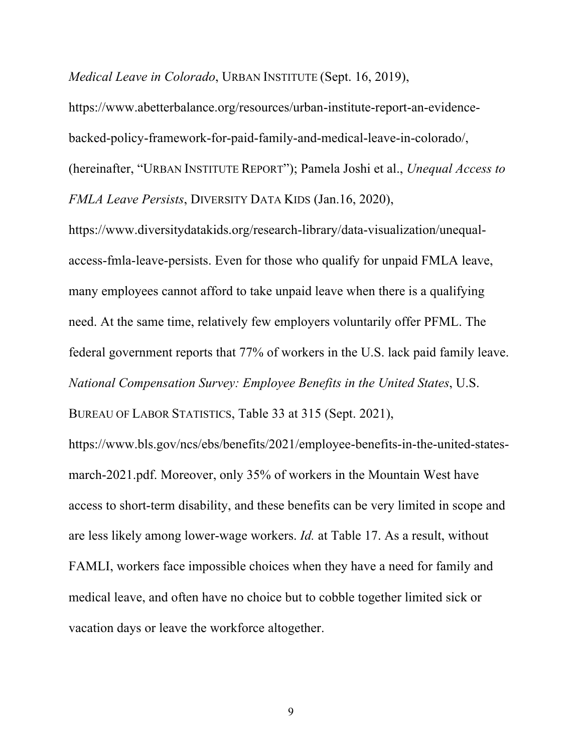*Medical Leave in Colorado*, URBAN INSTITUTE (Sept. 16, 2019), https://www.abetterbalance.org/resources/urban-institute-report-an-evidence-backed-policy-framework-for-paid-family-and-medical-leave-in-colorado/, (hereinafter, "URBAN INSTITUTE REPORT"); Pamela Joshi et al., *Unequal Access to FMLA Leave Persists*, DIVERSITY DATA KIDS (Jan.16, 2020), https://www.diversitydatakids.org/research-library/data-visualization/unequal-access-fmla-leave-persists. Even for those who qualify for unpaid FMLA leave, many employees cannot afford to take unpaid leave when there is a qualifying need. At the same time, relatively few employers voluntarily offer PFML. The federal government reports that 77% of workers in the U.S. lack paid family leave. *National Compensation Survey: Employee Benefits in the United States*, U.S. BUREAU OF LABOR STATISTICS, Table 33 at 315 (Sept. 2021), https://www.bls.gov/ncs/ebs/benefits/2021/employee-benefits-in-the-united-states-march-2021.pdf. Moreover, only 35% of workers in the Mountain West have access to short-term disability, and these benefits can be very limited in scope and are less likely among lower-wage workers. *Id.* at Table 17. As a result, without FAMLI, workers face impossible choices when they have a need for family and medical leave, and often have no choice but to cobble together limited sick or vacation days or leave the workforce altogether.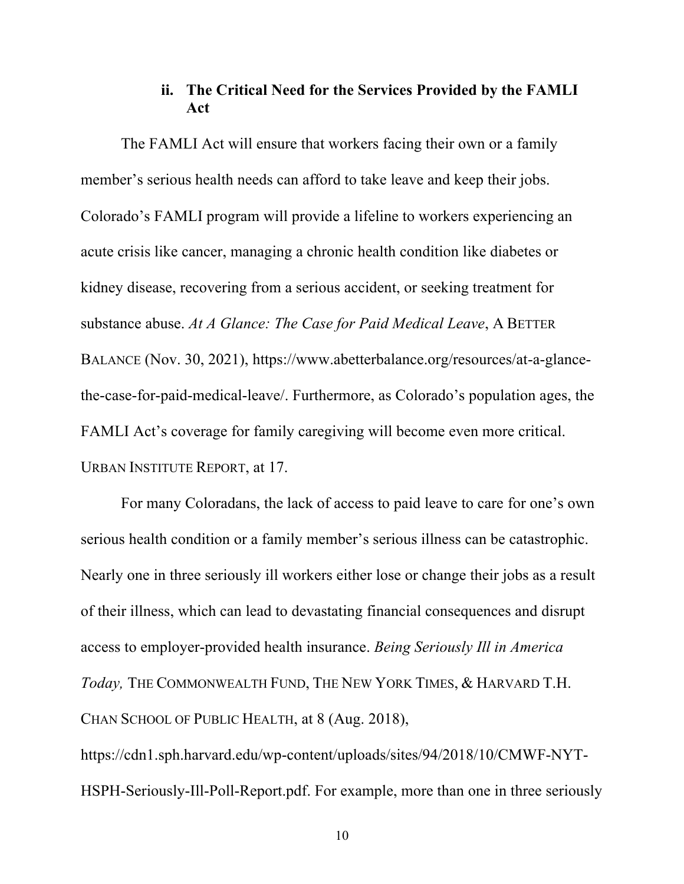### ii. The Critical Need for the Services Provided by the FAMLI Act

The FAMLI Act will ensure that workers facing their own or a family member's serious health needs can afford to take leave and keep their jobs. Colorado's FAMLI program will provide a lifeline to workers experiencing an acute crisis like cancer, managing a chronic health condition like diabetes or kidney disease, recovering from a serious accident, or seeking treatment for substance abuse. *At A Glance: The Case for Paid Medical Leave*, A BETTER BALANCE (Nov. 30, 2021), https://www.abetterbalance.org/resources/at-a-glance-the-case-for-paid-medical-leave/. Furthermore, as Colorado's population ages, the FAMLI Act's coverage for family caregiving will become even more critical. URBAN INSTITUTE REPORT, at 17.

For many Coloradans, the lack of access to paid leave to care for one's own serious health condition or a family member's serious illness can be catastrophic. Nearly one in three seriously ill workers either lose or change their jobs as a result of their illness, which can lead to devastating financial consequences and disrupt access to employer-provided health insurance. *Being Seriously Ill in America Today,* THE COMMONWEALTH FUND, THE NEW YORK TIMES, & HARVARD T.H. CHAN SCHOOL OF PUBLIC HEALTH, at 8 (Aug. 2018), https://cdn1.sph.harvard.edu/wp-content/uploads/sites/94/2018/10/CMWF-NYT-HSPH-Seriously-Ill-Poll-Report.pdf. For example, more than one in three seriously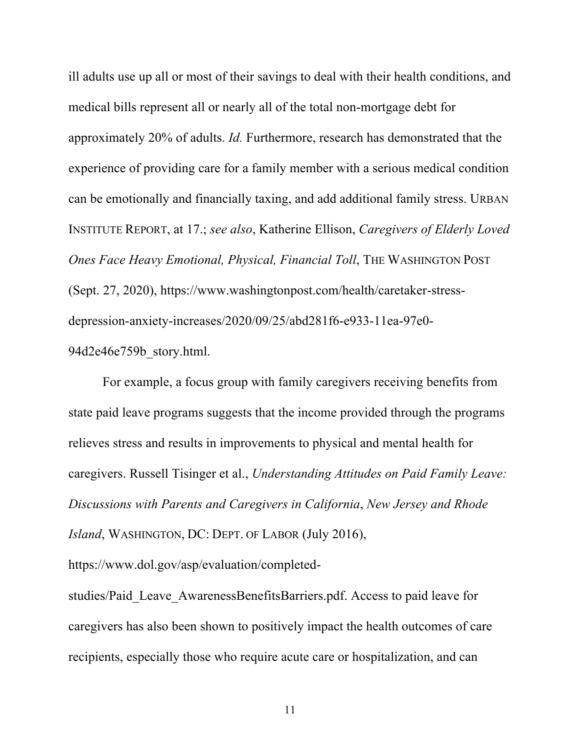ill adults use up all or most of their savings to deal with their health conditions, and medical bills represent all or nearly all of the total non-mortgage debt for approximately 20% of adults. *Id.* Furthermore, research has demonstrated that the experience of providing care for a family member with a serious medical condition can be emotionally and financially taxing, and add additional family stress. URBAN INSTITUTE REPORT, at 17.; *see also*, Katherine Ellison, *Caregivers of Elderly Loved Ones Face Heavy Emotional, Physical, Financial Toll*, THE WASHINGTON POST (Sept. 27, 2020), https://www.washingtonpost.com/health/caretaker-stress-depression-anxiety-increases/2020/09/25/abd281f6-e933-11ea-97e0-94d2e46e759b_story.html.

For example, a focus group with family caregivers receiving benefits from state paid leave programs suggests that the income provided through the programs relieves stress and results in improvements to physical and mental health for caregivers. Russell Tisinger et al., *Understanding Attitudes on Paid Family Leave: Discussions with Parents and Caregivers in California*, *New Jersey and Rhode Island*, WASHINGTON, DC: DEPT. OF LABOR (July 2016), https://www.dol.gov/asp/evaluation/completed-studies/Paid_Leave_AwarenessBenefitsBarriers.pdf. Access to paid leave for caregivers has also been shown to positively impact the health outcomes of care recipients, especially those who require acute care or hospitalization, and can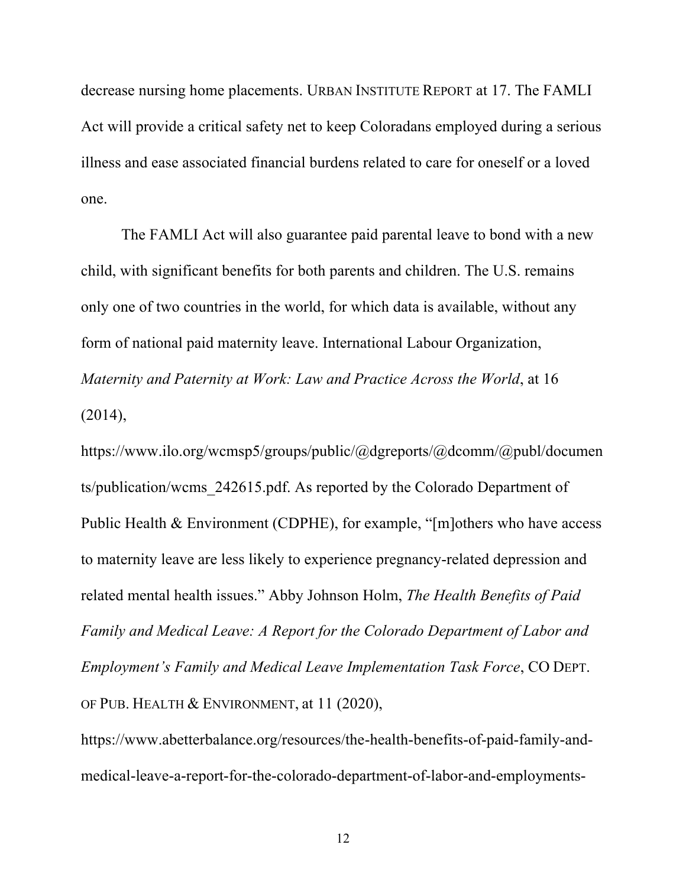decrease nursing home placements. URBAN INSTITUTE REPORT at 17. The FAMLI Act will provide a critical safety net to keep Coloradans employed during a serious illness and ease associated financial burdens related to care for oneself or a loved one.

The FAMLI Act will also guarantee paid parental leave to bond with a new child, with significant benefits for both parents and children. The U.S. remains only one of two countries in the world, for which data is available, without any form of national paid maternity leave. International Labour Organization, *Maternity and Paternity at Work: Law and Practice Across the World*, at 16 (2014), https://www.ilo.org/wcmsp5/groups/public/@dgreports/@dcomm/@publ/documents/publication/wcms_242615.pdf. As reported by the Colorado Department of Public Health & Environment (CDPHE), for example, "[m]others who have access to maternity leave are less likely to experience pregnancy-related depression and related mental health issues." Abby Johnson Holm, *The Health Benefits of Paid Family and Medical Leave: A Report for the Colorado Department of Labor and Employment's Family and Medical Leave Implementation Task Force*, CO DEPT. OF PUB. HEALTH & ENVIRONMENT, at 11 (2020), https://www.abetterbalance.org/resources/the-health-benefits-of-paid-family-and-medical-leave-a-report-for-the-colorado-department-of-labor-and-employments-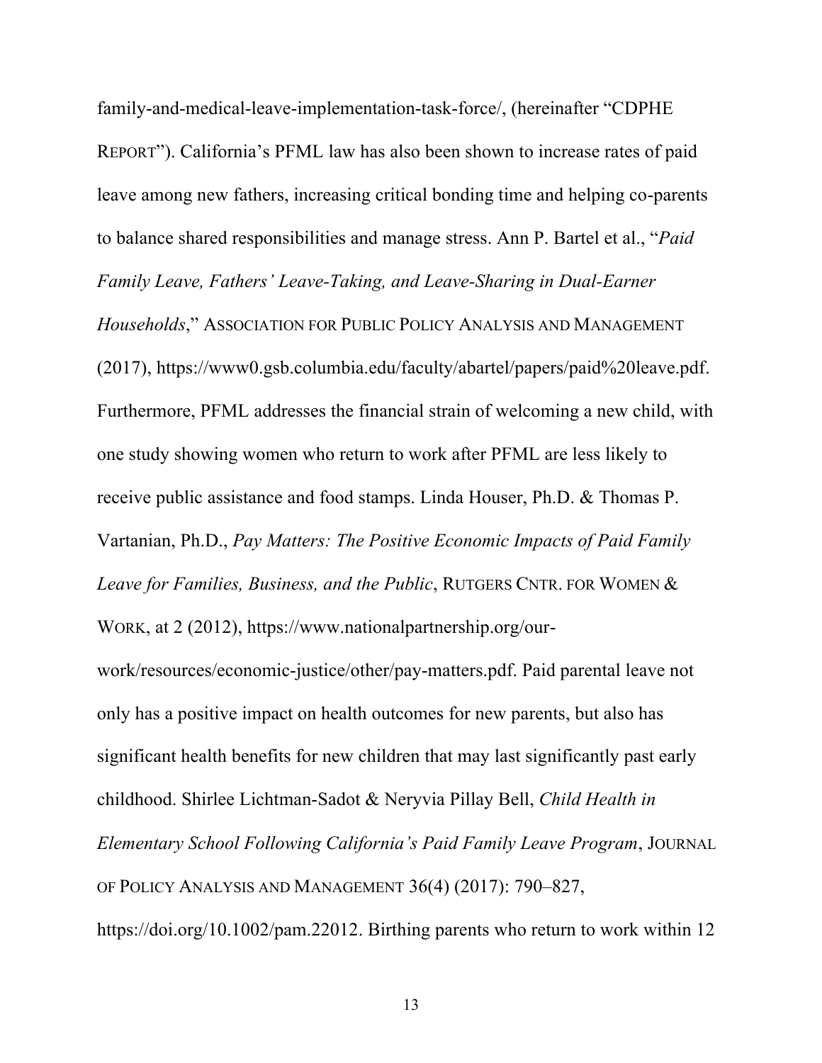family-and-medical-leave-implementation-task-force/, (hereinafter "CDPHE REPORT"). California's PFML law has also been shown to increase rates of paid leave among new fathers, increasing critical bonding time and helping co-parents to balance shared responsibilities and manage stress. Ann P. Bartel et al., "*Paid Family Leave, Fathers' Leave-Taking, and Leave-Sharing in Dual-Earner Households*," ASSOCIATION FOR PUBLIC POLICY ANALYSIS AND MANAGEMENT (2017), https://www0.gsb.columbia.edu/faculty/abartel/papers/paid%20leave.pdf. Furthermore, PFML addresses the financial strain of welcoming a new child, with one study showing women who return to work after PFML are less likely to receive public assistance and food stamps. Linda Houser, Ph.D. & Thomas P. Vartanian, Ph.D., *Pay Matters: The Positive Economic Impacts of Paid Family Leave for Families, Business, and the Public*, RUTGERS CNTR. FOR WOMEN & WORK, at 2 (2012), https://www.nationalpartnership.org/our-work/resources/economic-justice/other/pay-matters.pdf. Paid parental leave not only has a positive impact on health outcomes for new parents, but also has significant health benefits for new children that may last significantly past early childhood. Shirlee Lichtman-Sadot & Neryvia Pillay Bell, *Child Health in Elementary School Following California's Paid Family Leave Program*, JOURNAL OF POLICY ANALYSIS AND MANAGEMENT 36(4) (2017): 790–827, https://doi.org/10.1002/pam.22012. Birthing parents who return to work within 12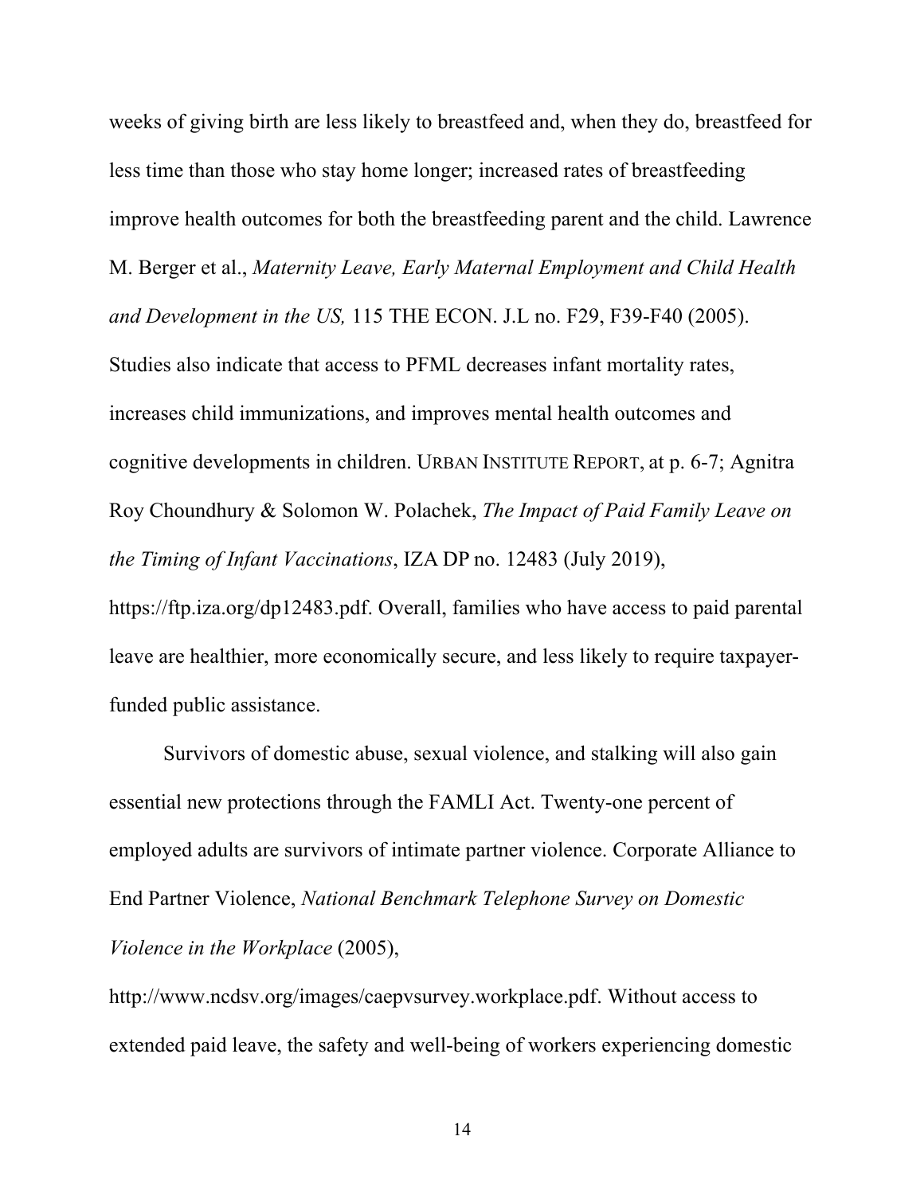weeks of giving birth are less likely to breastfeed and, when they do, breastfeed for less time than those who stay home longer; increased rates of breastfeeding improve health outcomes for both the breastfeeding parent and the child. Lawrence M. Berger et al., *Maternity Leave, Early Maternal Employment and Child Health and Development in the US,* 115 THE ECON. J.L no. F29, F39-F40 (2005). Studies also indicate that access to PFML decreases infant mortality rates, increases child immunizations, and improves mental health outcomes and cognitive developments in children. URBAN INSTITUTE REPORT, at p. 6-7; Agnitra Roy Choundhury & Solomon W. Polachek, *The Impact of Paid Family Leave on the Timing of Infant Vaccinations*, IZA DP no. 12483 (July 2019), https://ftp.iza.org/dp12483.pdf. Overall, families who have access to paid parental leave are healthier, more economically secure, and less likely to require taxpayer-funded public assistance.

Survivors of domestic abuse, sexual violence, and stalking will also gain essential new protections through the FAMLI Act. Twenty-one percent of employed adults are survivors of intimate partner violence. Corporate Alliance to End Partner Violence, *National Benchmark Telephone Survey on Domestic Violence in the Workplace* (2005), http://www.ncdsv.org/images/caepvsurvey.workplace.pdf. Without access to extended paid leave, the safety and well-being of workers experiencing domestic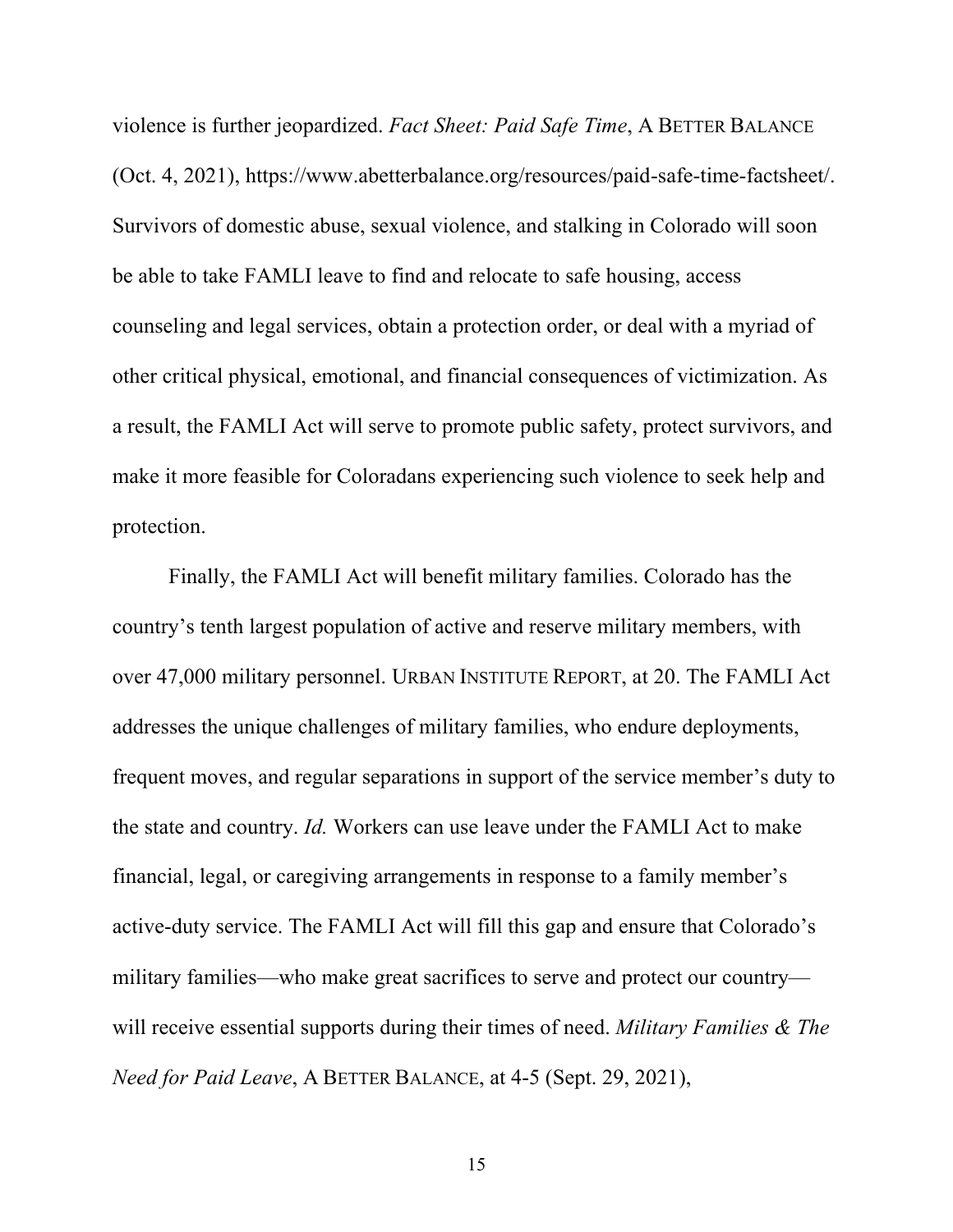violence is further jeopardized. *Fact Sheet: Paid Safe Time*, A BETTER BALANCE (Oct. 4, 2021), https://www.abetterbalance.org/resources/paid-safe-time-factsheet/. Survivors of domestic abuse, sexual violence, and stalking in Colorado will soon be able to take FAMLI leave to find and relocate to safe housing, access counseling and legal services, obtain a protection order, or deal with a myriad of other critical physical, emotional, and financial consequences of victimization. As a result, the FAMLI Act will serve to promote public safety, protect survivors, and make it more feasible for Coloradans experiencing such violence to seek help and protection.

Finally, the FAMLI Act will benefit military families. Colorado has the country's tenth largest population of active and reserve military members, with over 47,000 military personnel. URBAN INSTITUTE REPORT, at 20. The FAMLI Act addresses the unique challenges of military families, who endure deployments, frequent moves, and regular separations in support of the service member's duty to the state and country. *Id.* Workers can use leave under the FAMLI Act to make financial, legal, or caregiving arrangements in response to a family member's active-duty service. The FAMLI Act will fill this gap and ensure that Colorado's military families—who make great sacrifices to serve and protect our country—will receive essential supports during their times of need. *Military Families & The Need for Paid Leave*, A BETTER BALANCE, at 4-5 (Sept. 29, 2021),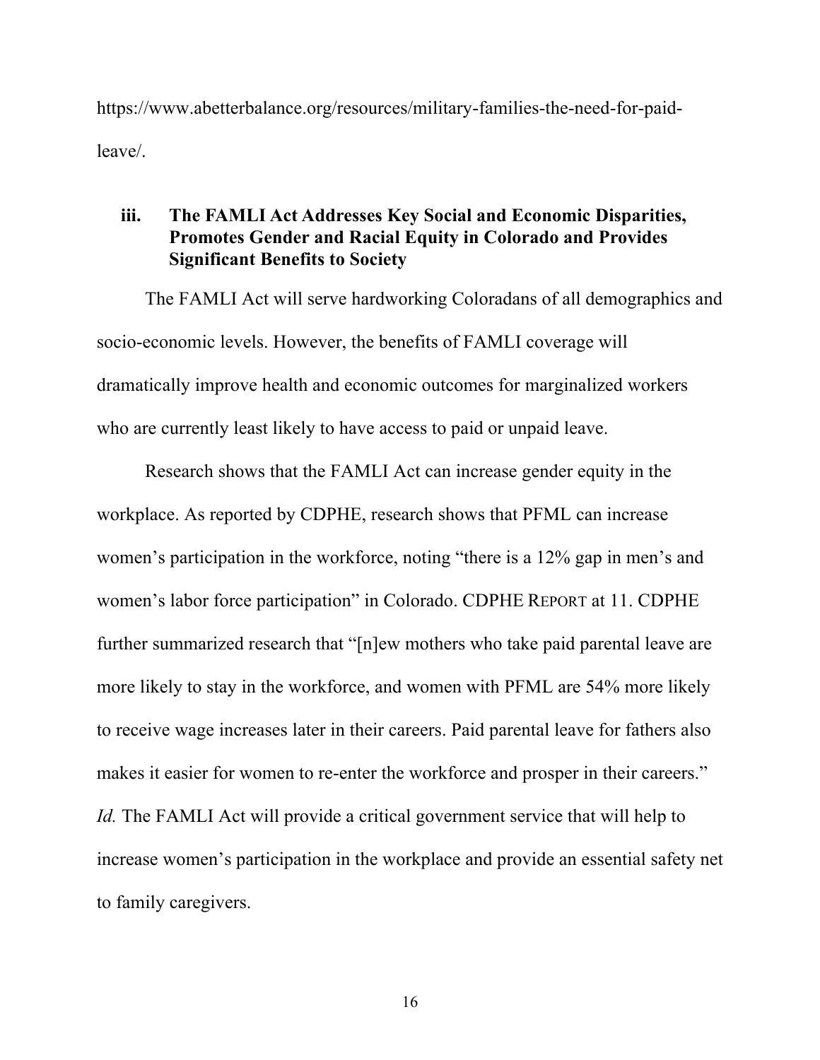https://www.abetterbalance.org/resources/military-families-the-need-for-paid-leave/.

### iii. The FAMLI Act Addresses Key Social and Economic Disparities, Promotes Gender and Racial Equity in Colorado and Provides Significant Benefits to Society

The FAMLI Act will serve hardworking Coloradans of all demographics and socio-economic levels. However, the benefits of FAMLI coverage will dramatically improve health and economic outcomes for marginalized workers who are currently least likely to have access to paid or unpaid leave.

Research shows that the FAMLI Act can increase gender equity in the workplace. As reported by CDPHE, research shows that PFML can increase women's participation in the workforce, noting "there is a 12% gap in men's and women's labor force participation" in Colorado. CDPHE REPORT at 11. CDPHE further summarized research that "[n]ew mothers who take paid parental leave are more likely to stay in the workforce, and women with PFML are 54% more likely to receive wage increases later in their careers. Paid parental leave for fathers also makes it easier for women to re-enter the workforce and prosper in their careers." *Id.* The FAMLI Act will provide a critical government service that will help to increase women's participation in the workplace and provide an essential safety net to family caregivers.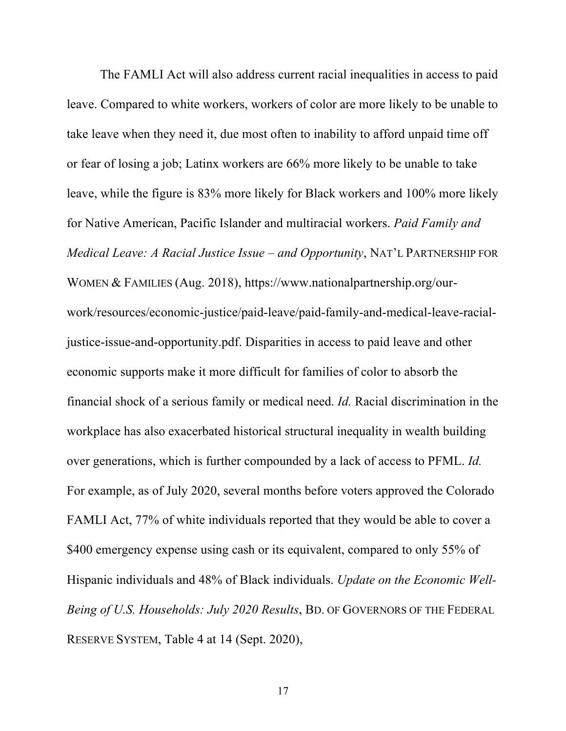The FAMLI Act will also address current racial inequalities in access to paid leave. Compared to white workers, workers of color are more likely to be unable to take leave when they need it, due most often to inability to afford unpaid time off or fear of losing a job; Latinx workers are 66% more likely to be unable to take leave, while the figure is 83% more likely for Black workers and 100% more likely for Native American, Pacific Islander and multiracial workers. *Paid Family and Medical Leave: A Racial Justice Issue – and Opportunity*, NAT'L PARTNERSHIP FOR WOMEN & FAMILIES (Aug. 2018), https://www.nationalpartnership.org/our-work/resources/economic-justice/paid-leave/paid-family-and-medical-leave-racial-justice-issue-and-opportunity.pdf. Disparities in access to paid leave and other economic supports make it more difficult for families of color to absorb the financial shock of a serious family or medical need. *Id.* Racial discrimination in the workplace has also exacerbated historical structural inequality in wealth building over generations, which is further compounded by a lack of access to PFML. *Id.* For example, as of July 2020, several months before voters approved the Colorado FAMLI Act, 77% of white individuals reported that they would be able to cover a $400 emergency expense using cash or its equivalent, compared to only 55% of Hispanic individuals and 48% of Black individuals. *Update on the Economic Well-Being of U.S. Households: July 2020 Results*, BD. OF GOVERNORS OF THE FEDERAL RESERVE SYSTEM, Table 4 at 14 (Sept. 2020),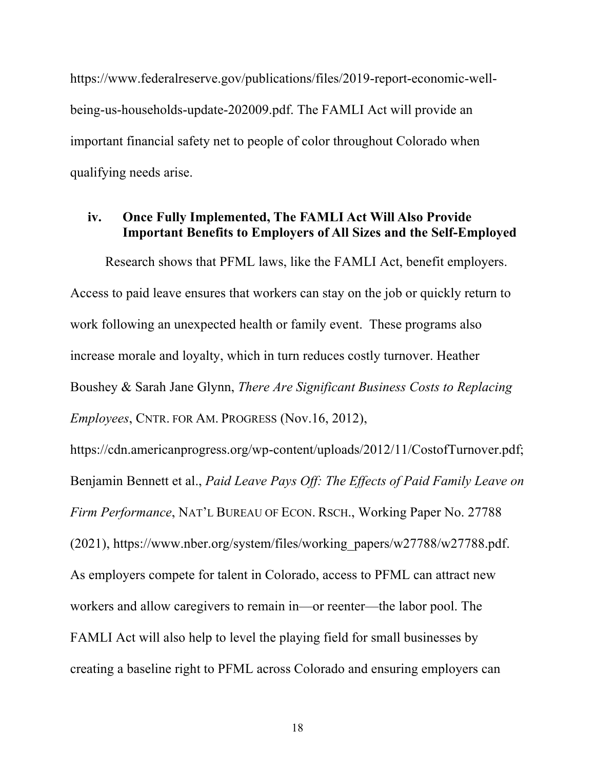https://www.federalreserve.gov/publications/files/2019-report-economic-well-being-us-households-update-202009.pdf. The FAMLI Act will provide an important financial safety net to people of color throughout Colorado when qualifying needs arise.

### iv. Once Fully Implemented, The FAMLI Act Will Also Provide Important Benefits to Employers of All Sizes and the Self-Employed

Research shows that PFML laws, like the FAMLI Act, benefit employers. Access to paid leave ensures that workers can stay on the job or quickly return to work following an unexpected health or family event. These programs also increase morale and loyalty, which in turn reduces costly turnover. Heather Boushey & Sarah Jane Glynn, *There Are Significant Business Costs to Replacing Employees*, CNTR. FOR AM. PROGRESS (Nov.16, 2012), https://cdn.americanprogress.org/wp-content/uploads/2012/11/CostofTurnover.pdf; Benjamin Bennett et al., *Paid Leave Pays Off: The Effects of Paid Family Leave on Firm Performance*, NAT'L BUREAU OF ECON. RSCH., Working Paper No. 27788 (2021), https://www.nber.org/system/files/working_papers/w27788/w27788.pdf. As employers compete for talent in Colorado, access to PFML can attract new workers and allow caregivers to remain in—or reenter—the labor pool. The FAMLI Act will also help to level the playing field for small businesses by creating a baseline right to PFML across Colorado and ensuring employers can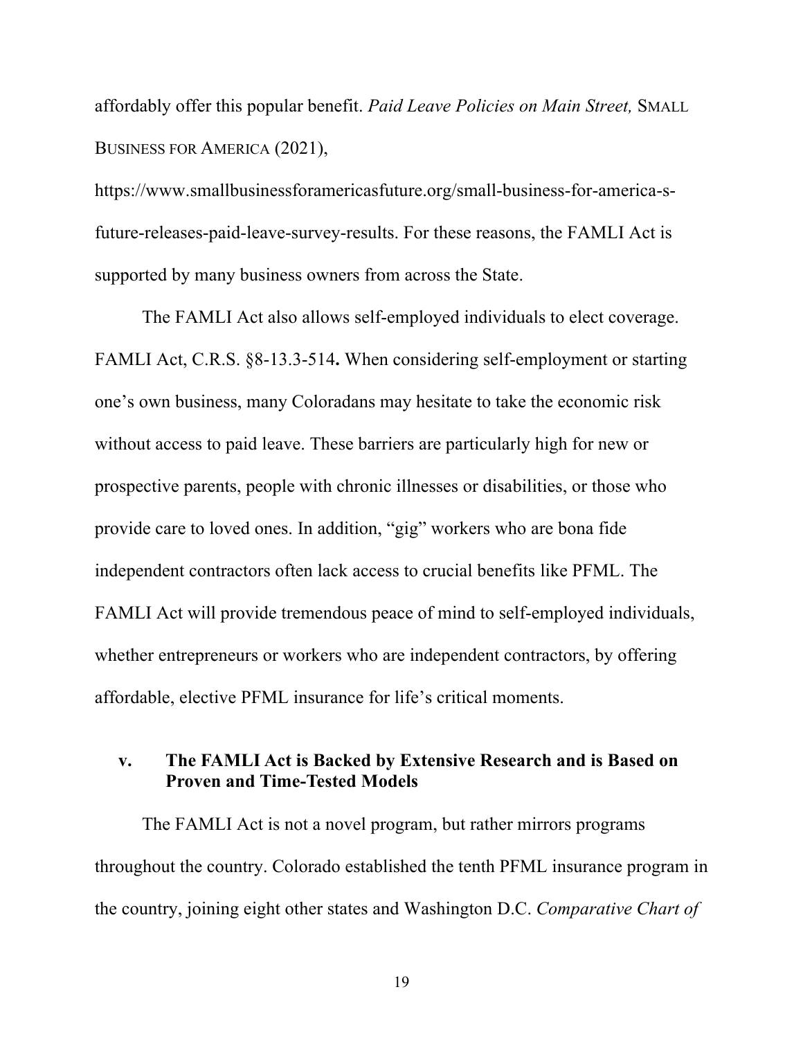affordably offer this popular benefit. *Paid Leave Policies on Main Street,* SMALL BUSINESS FOR AMERICA (2021), https://www.smallbusinessforamericasfuture.org/small-business-for-america-s-future-releases-paid-leave-survey-results. For these reasons, the FAMLI Act is supported by many business owners from across the State.

The FAMLI Act also allows self-employed individuals to elect coverage. FAMLI Act, C.R.S. §8-13.3-514**.** When considering self-employment or starting one's own business, many Coloradans may hesitate to take the economic risk without access to paid leave. These barriers are particularly high for new or prospective parents, people with chronic illnesses or disabilities, or those who provide care to loved ones. In addition, "gig" workers who are bona fide independent contractors often lack access to crucial benefits like PFML. The FAMLI Act will provide tremendous peace of mind to self-employed individuals, whether entrepreneurs or workers who are independent contractors, by offering affordable, elective PFML insurance for life's critical moments.

### v. The FAMLI Act is Backed by Extensive Research and is Based on Proven and Time-Tested Models

The FAMLI Act is not a novel program, but rather mirrors programs throughout the country. Colorado established the tenth PFML insurance program in the country, joining eight other states and Washington D.C. *Comparative Chart of*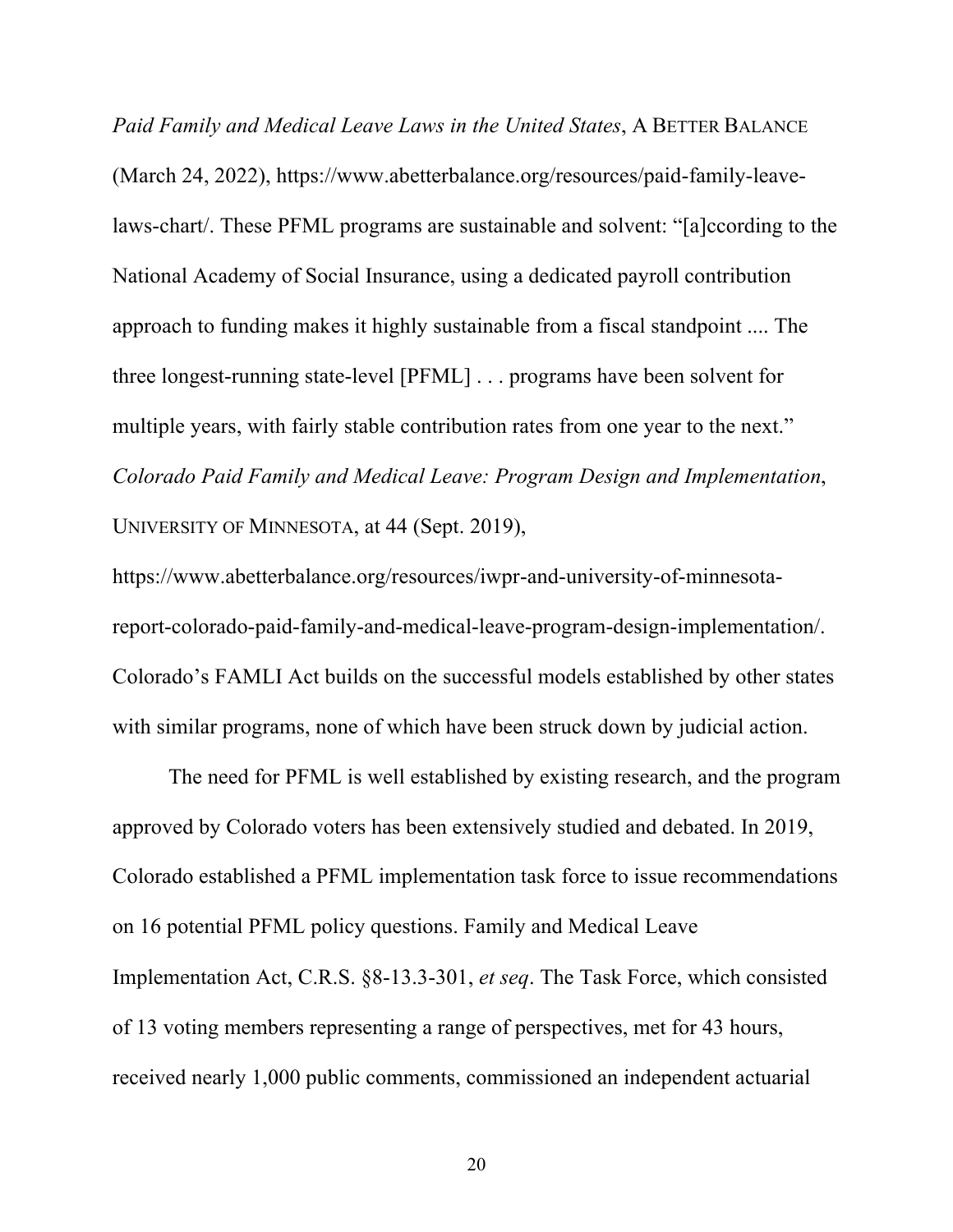*Paid Family and Medical Leave Laws in the United States*, A BETTER BALANCE (March 24, 2022), https://www.abetterbalance.org/resources/paid-family-leave-laws-chart/. These PFML programs are sustainable and solvent: "[a]ccording to the National Academy of Social Insurance, using a dedicated payroll contribution approach to funding makes it highly sustainable from a fiscal standpoint .... The three longest-running state-level [PFML] . . . programs have been solvent for multiple years, with fairly stable contribution rates from one year to the next." *Colorado Paid Family and Medical Leave: Program Design and Implementation*, UNIVERSITY OF MINNESOTA, at 44 (Sept. 2019), https://www.abetterbalance.org/resources/iwpr-and-university-of-minnesota-report-colorado-paid-family-and-medical-leave-program-design-implementation/. Colorado's FAMLI Act builds on the successful models established by other states with similar programs, none of which have been struck down by judicial action.

The need for PFML is well established by existing research, and the program approved by Colorado voters has been extensively studied and debated. In 2019, Colorado established a PFML implementation task force to issue recommendations on 16 potential PFML policy questions. Family and Medical Leave Implementation Act, C.R.S. §8-13.3-301, *et seq*. The Task Force, which consisted of 13 voting members representing a range of perspectives, met for 43 hours, received nearly 1,000 public comments, commissioned an independent actuarial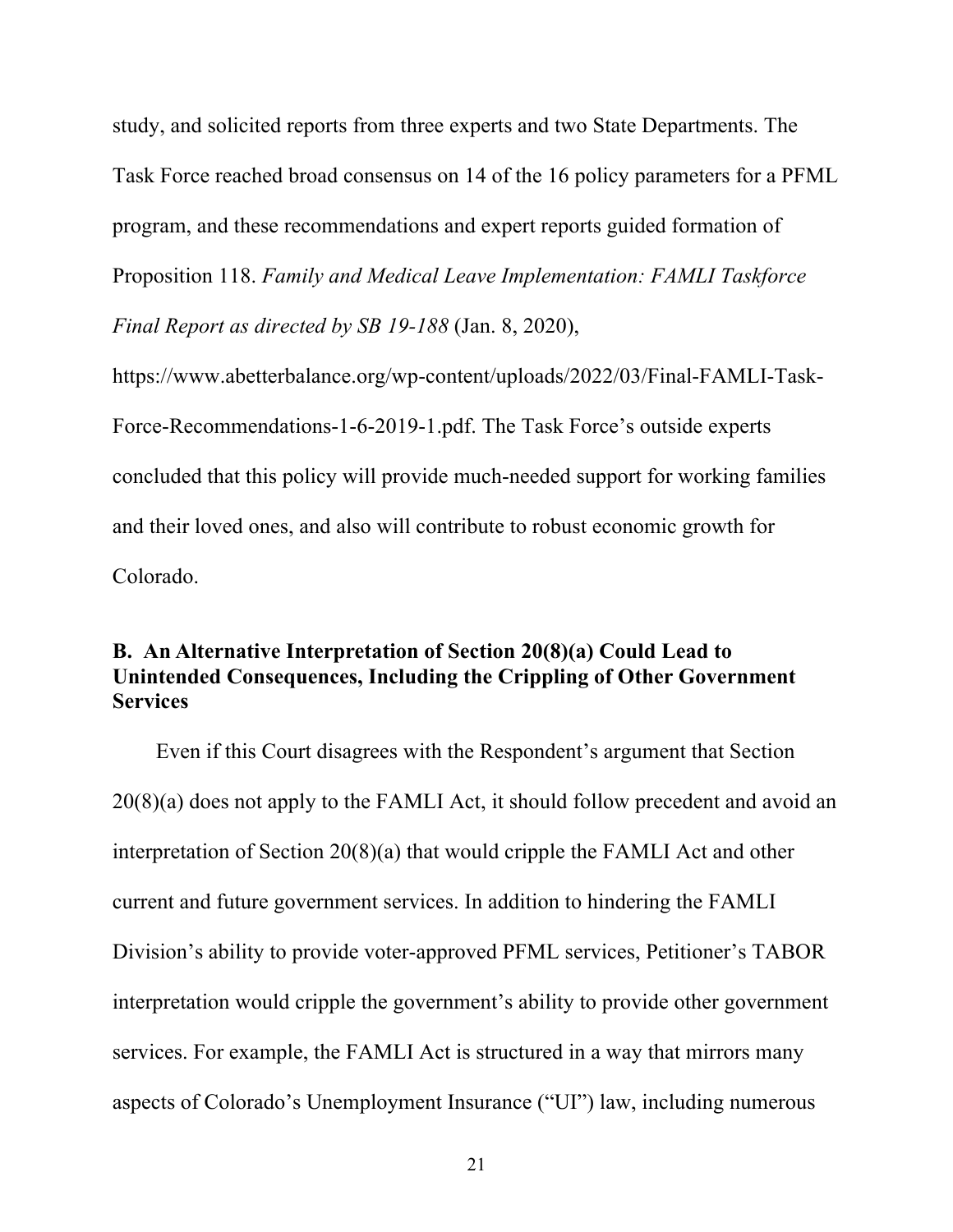study, and solicited reports from three experts and two State Departments. The Task Force reached broad consensus on 14 of the 16 policy parameters for a PFML program, and these recommendations and expert reports guided formation of Proposition 118. *Family and Medical Leave Implementation: FAMLI Taskforce Final Report as directed by SB 19-188* (Jan. 8, 2020), https://www.abetterbalance.org/wp-content/uploads/2022/03/Final-FAMLI-Task-Force-Recommendations-1-6-2019-1.pdf. The Task Force's outside experts concluded that this policy will provide much-needed support for working families and their loved ones, and also will contribute to robust economic growth for Colorado.

### B. An Alternative Interpretation of Section 20(8)(a) Could Lead to Unintended Consequences, Including the Crippling of Other Government Services

Even if this Court disagrees with the Respondent's argument that Section 20(8)(a) does not apply to the FAMLI Act, it should follow precedent and avoid an interpretation of Section 20(8)(a) that would cripple the FAMLI Act and other current and future government services. In addition to hindering the FAMLI Division's ability to provide voter-approved PFML services, Petitioner's TABOR interpretation would cripple the government's ability to provide other government services. For example, the FAMLI Act is structured in a way that mirrors many aspects of Colorado's Unemployment Insurance ("UI") law, including numerous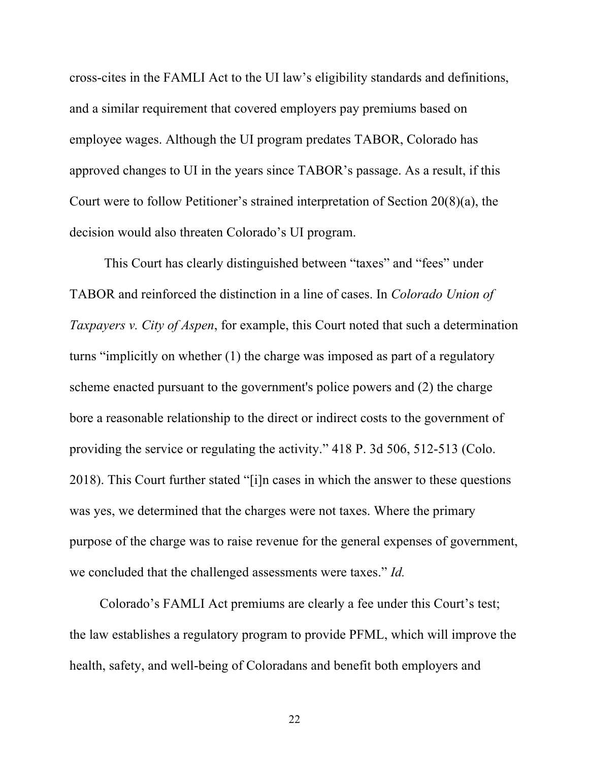cross-cites in the FAMLI Act to the UI law's eligibility standards and definitions, and a similar requirement that covered employers pay premiums based on employee wages. Although the UI program predates TABOR, Colorado has approved changes to UI in the years since TABOR's passage. As a result, if this Court were to follow Petitioner's strained interpretation of Section 20(8)(a), the decision would also threaten Colorado's UI program.

This Court has clearly distinguished between "taxes" and "fees" under TABOR and reinforced the distinction in a line of cases. In *Colorado Union of Taxpayers v. City of Aspen*, for example, this Court noted that such a determination turns "implicitly on whether (1) the charge was imposed as part of a regulatory scheme enacted pursuant to the government's police powers and (2) the charge bore a reasonable relationship to the direct or indirect costs to the government of providing the service or regulating the activity." 418 P. 3d 506, 512-513 (Colo. 2018). This Court further stated "[i]n cases in which the answer to these questions was yes, we determined that the charges were not taxes. Where the primary purpose of the charge was to raise revenue for the general expenses of government, we concluded that the challenged assessments were taxes." *Id.*

Colorado's FAMLI Act premiums are clearly a fee under this Court's test; the law establishes a regulatory program to provide PFML, which will improve the health, safety, and well-being of Coloradans and benefit both employers and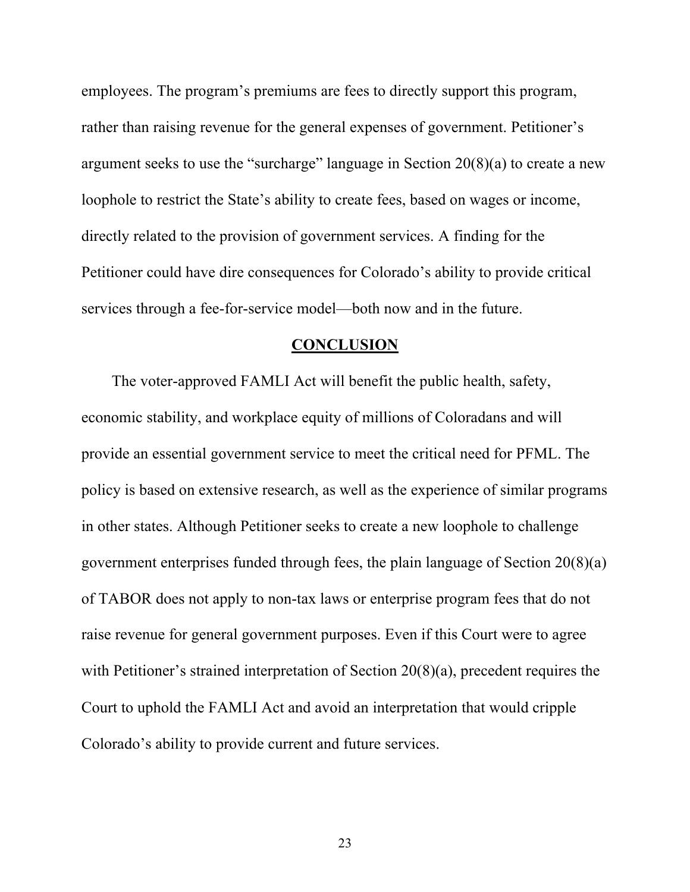employees. The program's premiums are fees to directly support this program, rather than raising revenue for the general expenses of government. Petitioner's argument seeks to use the "surcharge" language in Section 20(8)(a) to create a new loophole to restrict the State's ability to create fees, based on wages or income, directly related to the provision of government services. A finding for the Petitioner could have dire consequences for Colorado's ability to provide critical services through a fee-for-service model—both now and in the future.

## CONCLUSION

The voter-approved FAMLI Act will benefit the public health, safety, economic stability, and workplace equity of millions of Coloradans and will provide an essential government service to meet the critical need for PFML. The policy is based on extensive research, as well as the experience of similar programs in other states. Although Petitioner seeks to create a new loophole to challenge government enterprises funded through fees, the plain language of Section 20(8)(a) of TABOR does not apply to non-tax laws or enterprise program fees that do not raise revenue for general government purposes. Even if this Court were to agree with Petitioner's strained interpretation of Section 20(8)(a), precedent requires the Court to uphold the FAMLI Act and avoid an interpretation that would cripple Colorado's ability to provide current and future services.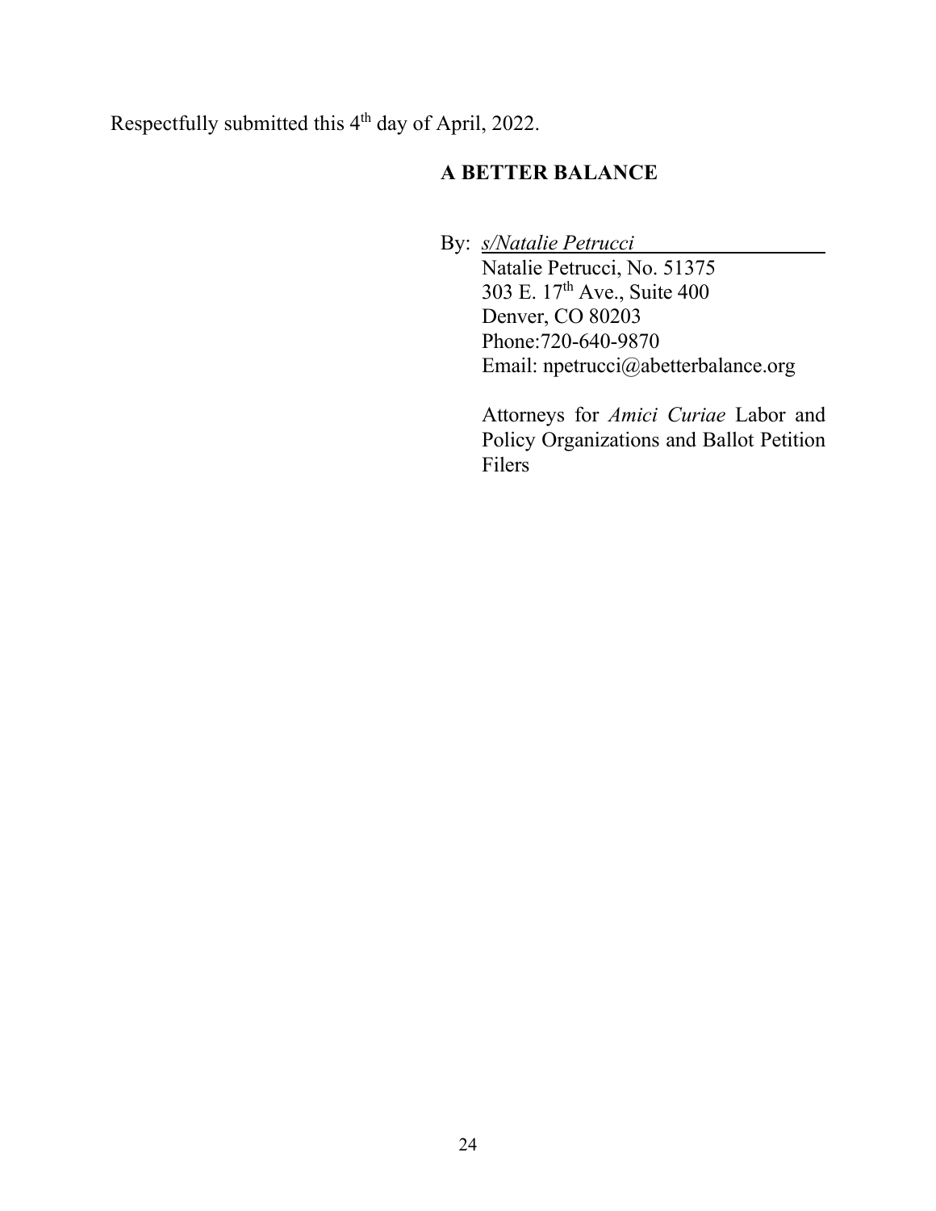Respectfully submitted this 4th day of April, 2022.

**A BETTER BALANCE**

By: *s/Natalie Petrucci*

Natalie Petrucci, No. 51375
303 E. 17th Ave., Suite 400
Denver, CO 80203
Phone:720-640-9870
Email: npetrucci@abetterbalance.org

Attorneys for *Amici Curiae* Labor and Policy Organizations and Ballot Petition Filers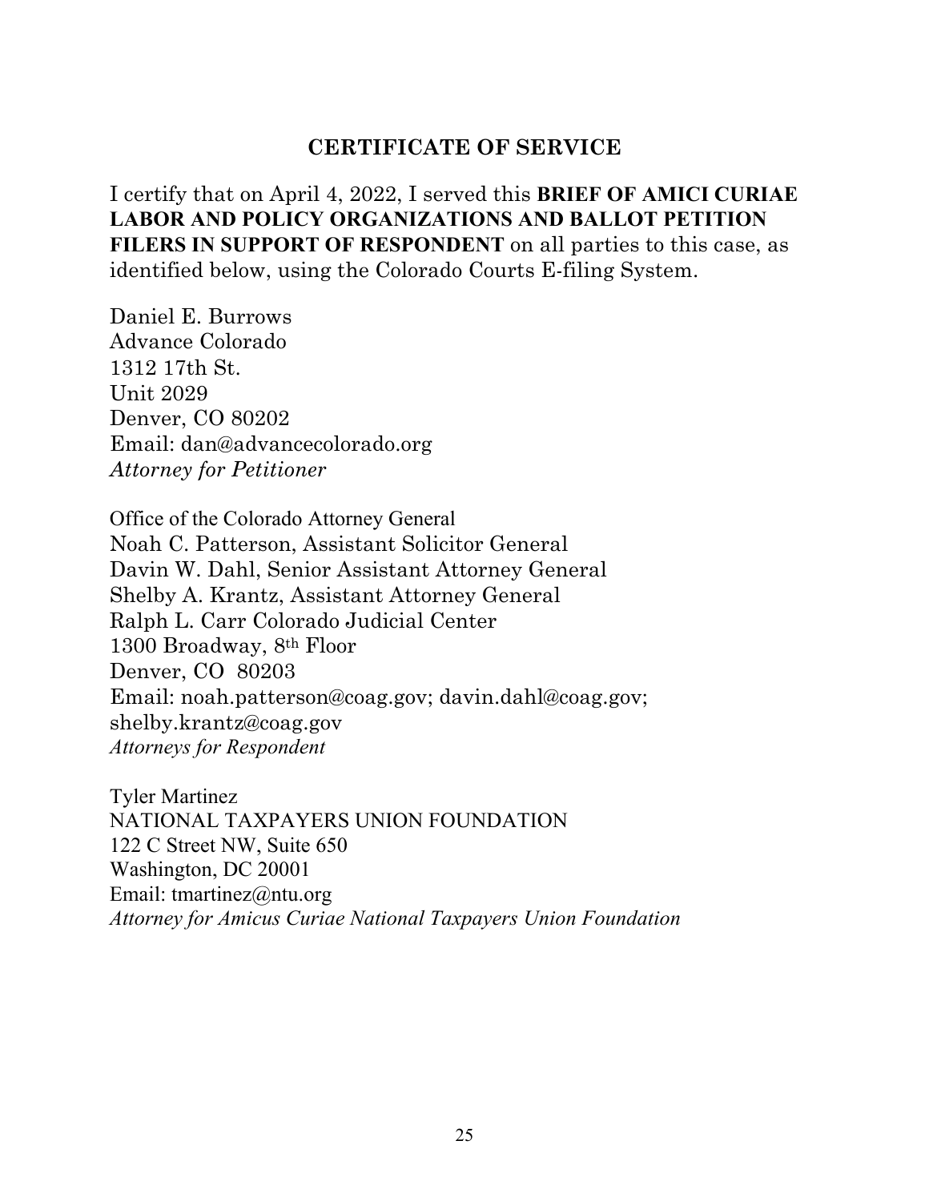## CERTIFICATE OF SERVICE

I certify that on April 4, 2022, I served this **BRIEF OF AMICI CURIAE LABOR AND POLICY ORGANIZATIONS AND BALLOT PETITION FILERS IN SUPPORT OF RESPONDENT** on all parties to this case, as identified below, using the Colorado Courts E-filing System.

Daniel E. Burrows
Advance Colorado
1312 17th St.
Unit 2029
Denver, CO 80202
Email: dan@advancecolorado.org
*Attorney for Petitioner*

Office of the Colorado Attorney General
Noah C. Patterson, Assistant Solicitor General
Davin W. Dahl, Senior Assistant Attorney General
Shelby A. Krantz, Assistant Attorney General
Ralph L. Carr Colorado Judicial Center
1300 Broadway, 8th Floor
Denver, CO 80203
Email: noah.patterson@coag.gov; davin.dahl@coag.gov; shelby.krantz@coag.gov
*Attorneys for Respondent*

Tyler Martinez
NATIONAL TAXPAYERS UNION FOUNDATION
122 C Street NW, Suite 650
Washington, DC 20001
Email: tmartinez@ntu.org
*Attorney for Amicus Curiae National Taxpayers Union Foundation*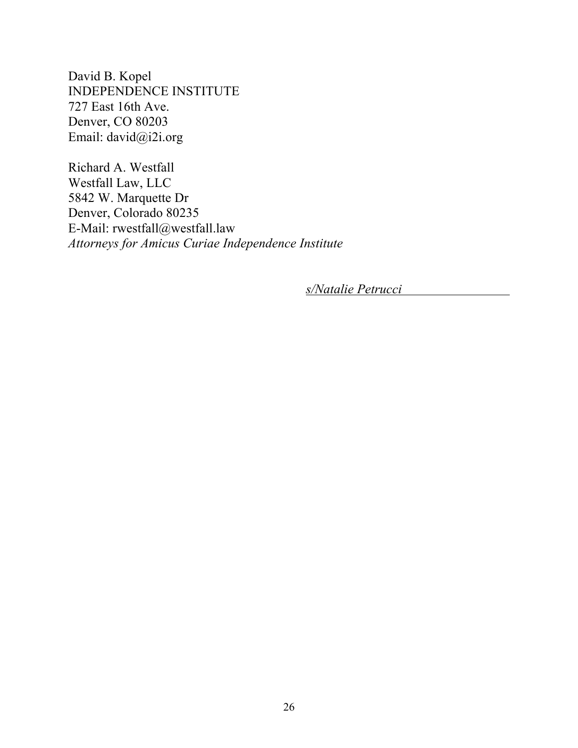David B. Kopel  
INDEPENDENCE INSTITUTE  
727 East 16th Ave.  
Denver, CO 80203  
Email: david@i2i.org

Richard A. Westfall  
Westfall Law, LLC  
5842 W. Marquette Dr  
Denver, Colorado 80235  
E-Mail: rwestfall@westfall.law  
*Attorneys for Amicus Curiae Independence Institute*

*s/Natalie Petrucci*